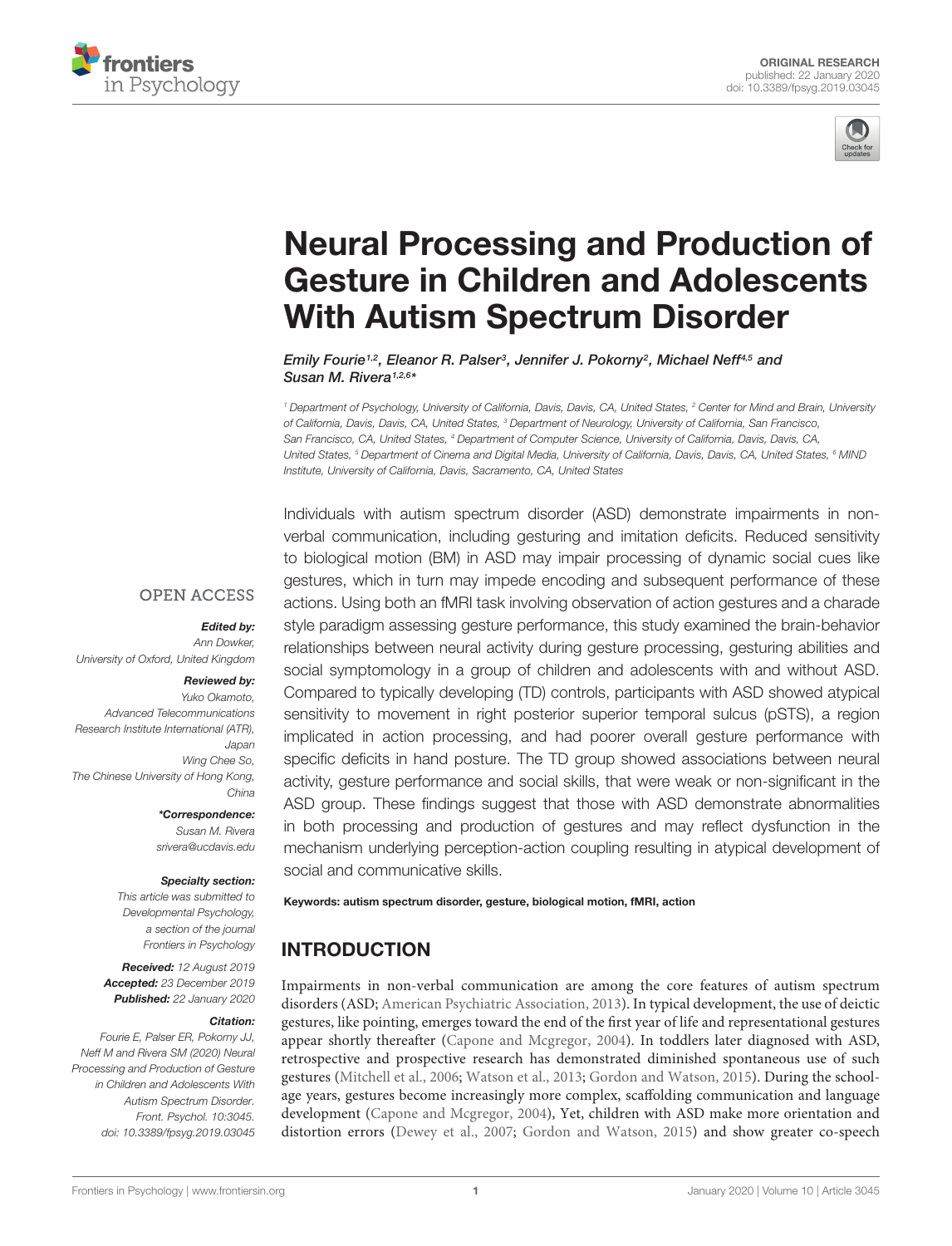ORIGINAL RESEARCH
published: 22 January 2020
doi: 10.3389/fpsyg.2019.03045

# Neural Processing and Production of Gesture in Children and Adolescents With Autism Spectrum Disorder

*Emily Fourie[1,2], Eleanor R. Palser[3], Jennifer J. Pokorny[2], Michael Neff[4,5] and Susan M. Rivera[1,2,6]**

[1] Department of Psychology, University of California, Davis, Davis, CA, United States, [2] Center for Mind and Brain, University of California, Davis, Davis, CA, United States, [3] Department of Neurology, University of California, San Francisco, San Francisco, CA, United States, [4] Department of Computer Science, University of California, Davis, Davis, CA, United States, [5] Department of Cinema and Digital Media, University of California, Davis, Davis, CA, United States, [6] MIND Institute, University of California, Davis, Sacramento, CA, United States

OPEN ACCESS

***Edited by:***
Ann Dowker,
University of Oxford, United Kingdom

***Reviewed by:***
Yuko Okamoto,
Advanced Telecommunications Research Institute International (ATR), Japan
Wing Chee So,
The Chinese University of Hong Kong, China

***\*Correspondence:***
Susan M. Rivera
srivera@ucdavis.edu

***Specialty section:***
This article was submitted to Developmental Psychology, a section of the journal Frontiers in Psychology

***Received:*** 12 August 2019
***Accepted:*** 23 December 2019
***Published:*** 22 January 2020

***Citation:***
Fourie E, Palser ER, Pokorny JJ, Neff M and Rivera SM (2020) Neural Processing and Production of Gesture in Children and Adolescents With Autism Spectrum Disorder. Front. Psychol. 10:3045. doi: 10.3389/fpsyg.2019.03045

Individuals with autism spectrum disorder (ASD) demonstrate impairments in non-verbal communication, including gesturing and imitation deficits. Reduced sensitivity to biological motion (BM) in ASD may impair processing of dynamic social cues like gestures, which in turn may impede encoding and subsequent performance of these actions. Using both an fMRI task involving observation of action gestures and a charade style paradigm assessing gesture performance, this study examined the brain-behavior relationships between neural activity during gesture processing, gesturing abilities and social symptomology in a group of children and adolescents with and without ASD. Compared to typically developing (TD) controls, participants with ASD showed atypical sensitivity to movement in right posterior superior temporal sulcus (pSTS), a region implicated in action processing, and had poorer overall gesture performance with specific deficits in hand posture. The TD group showed associations between neural activity, gesture performance and social skills, that were weak or non-significant in the ASD group. These findings suggest that those with ASD demonstrate abnormalities in both processing and production of gestures and may reflect dysfunction in the mechanism underlying perception-action coupling resulting in atypical development of social and communicative skills.

**Keywords: autism spectrum disorder, gesture, biological motion, fMRI, action**

## INTRODUCTION

Impairments in non-verbal communication are among the core features of autism spectrum disorders (ASD; American Psychiatric Association, 2013). In typical development, the use of deictic gestures, like pointing, emerges toward the end of the first year of life and representational gestures appear shortly thereafter (Capone and Mcgregor, 2004). In toddlers later diagnosed with ASD, retrospective and prospective research has demonstrated diminished spontaneous use of such gestures (Mitchell et al., 2006; Watson et al., 2013; Gordon and Watson, 2015). During the school-age years, gestures become increasingly more complex, scaffolding communication and language development (Capone and Mcgregor, 2004), Yet, children with ASD make more orientation and distortion errors (Dewey et al., 2007; Gordon and Watson, 2015) and show greater co-speech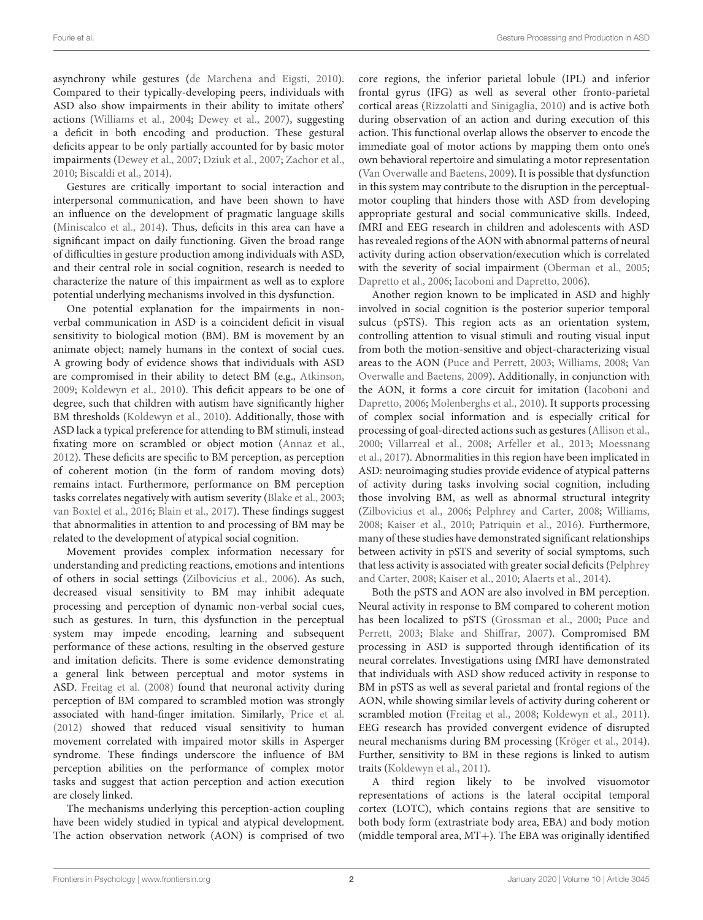asynchrony while gestures (de Marchena and Eigsti, 2010). Compared to their typically-developing peers, individuals with ASD also show impairments in their ability to imitate others' actions (Williams et al., 2004; Dewey et al., 2007), suggesting a deficit in both encoding and production. These gestural deficits appear to be only partially accounted for by basic motor impairments (Dewey et al., 2007; Dziuk et al., 2007; Zachor et al., 2010; Biscaldi et al., 2014).

Gestures are critically important to social interaction and interpersonal communication, and have been shown to have an influence on the development of pragmatic language skills (Miniscalco et al., 2014). Thus, deficits in this area can have a significant impact on daily functioning. Given the broad range of difficulties in gesture production among individuals with ASD, and their central role in social cognition, research is needed to characterize the nature of this impairment as well as to explore potential underlying mechanisms involved in this dysfunction.

One potential explanation for the impairments in non-verbal communication in ASD is a coincident deficit in visual sensitivity to biological motion (BM). BM is movement by an animate object; namely humans in the context of social cues. A growing body of evidence shows that individuals with ASD are compromised in their ability to detect BM (e.g., Atkinson, 2009; Koldewyn et al., 2010). This deficit appears to be one of degree, such that children with autism have significantly higher BM thresholds (Koldewyn et al., 2010). Additionally, those with ASD lack a typical preference for attending to BM stimuli, instead fixating more on scrambled or object motion (Annaz et al., 2012). These deficits are specific to BM perception, as perception of coherent motion (in the form of random moving dots) remains intact. Furthermore, performance on BM perception tasks correlates negatively with autism severity (Blake et al., 2003; van Boxtel et al., 2016; Blain et al., 2017). These findings suggest that abnormalities in attention to and processing of BM may be related to the development of atypical social cognition.

Movement provides complex information necessary for understanding and predicting reactions, emotions and intentions of others in social settings (Zilbovicius et al., 2006). As such, decreased visual sensitivity to BM may inhibit adequate processing and perception of dynamic non-verbal social cues, such as gestures. In turn, this dysfunction in the perceptual system may impede encoding, learning and subsequent performance of these actions, resulting in the observed gesture and imitation deficits. There is some evidence demonstrating a general link between perceptual and motor systems in ASD. Freitag et al. (2008) found that neuronal activity during perception of BM compared to scrambled motion was strongly associated with hand-finger imitation. Similarly, Price et al. (2012) showed that reduced visual sensitivity to human movement correlated with impaired motor skills in Asperger syndrome. These findings underscore the influence of BM perception abilities on the performance of complex motor tasks and suggest that action perception and action execution are closely linked.

The mechanisms underlying this perception-action coupling have been widely studied in typical and atypical development. The action observation network (AON) is comprised of two core regions, the inferior parietal lobule (IPL) and inferior frontal gyrus (IFG) as well as several other fronto-parietal cortical areas (Rizzolatti and Sinigaglia, 2010) and is active both during observation of an action and during execution of this action. This functional overlap allows the observer to encode the immediate goal of motor actions by mapping them onto one's own behavioral repertoire and simulating a motor representation (Van Overwalle and Baetens, 2009). It is possible that dysfunction in this system may contribute to the disruption in the perceptual-motor coupling that hinders those with ASD from developing appropriate gestural and social communicative skills. Indeed, fMRI and EEG research in children and adolescents with ASD has revealed regions of the AON with abnormal patterns of neural activity during action observation/execution which is correlated with the severity of social impairment (Oberman et al., 2005; Dapretto et al., 2006; Iacoboni and Dapretto, 2006).

Another region known to be implicated in ASD and highly involved in social cognition is the posterior superior temporal sulcus (pSTS). This region acts as an orientation system, controlling attention to visual stimuli and routing visual input from both the motion-sensitive and object-characterizing visual areas to the AON (Puce and Perrett, 2003; Williams, 2008; Van Overwalle and Baetens, 2009). Additionally, in conjunction with the AON, it forms a core circuit for imitation (Iacoboni and Dapretto, 2006; Molenberghs et al., 2010). It supports processing of complex social information and is especially critical for processing of goal-directed actions such as gestures (Allison et al., 2000; Villarreal et al., 2008; Arfeller et al., 2013; Moessnang et al., 2017). Abnormalities in this region have been implicated in ASD: neuroimaging studies provide evidence of atypical patterns of activity during tasks involving social cognition, including those involving BM, as well as abnormal structural integrity (Zilbovicius et al., 2006; Pelphrey and Carter, 2008; Williams, 2008; Kaiser et al., 2010; Patriquin et al., 2016). Furthermore, many of these studies have demonstrated significant relationships between activity in pSTS and severity of social symptoms, such that less activity is associated with greater social deficits (Pelphrey and Carter, 2008; Kaiser et al., 2010; Alaerts et al., 2014).

Both the pSTS and AON are also involved in BM perception. Neural activity in response to BM compared to coherent motion has been localized to pSTS (Grossman et al., 2000; Puce and Perrett, 2003; Blake and Shiffrar, 2007). Compromised BM processing in ASD is supported through identification of its neural correlates. Investigations using fMRI have demonstrated that individuals with ASD show reduced activity in response to BM in pSTS as well as several parietal and frontal regions of the AON, while showing similar levels of activity during coherent or scrambled motion (Freitag et al., 2008; Koldewyn et al., 2011). EEG research has provided convergent evidence of disrupted neural mechanisms during BM processing (Kröger et al., 2014). Further, sensitivity to BM in these regions is linked to autism traits (Koldewyn et al., 2011).

A third region likely to be involved visuomotor representations of actions is the lateral occipital temporal cortex (LOTC), which contains regions that are sensitive to both body form (extrastriate body area, EBA) and body motion (middle temporal area, MT+). The EBA was originally identified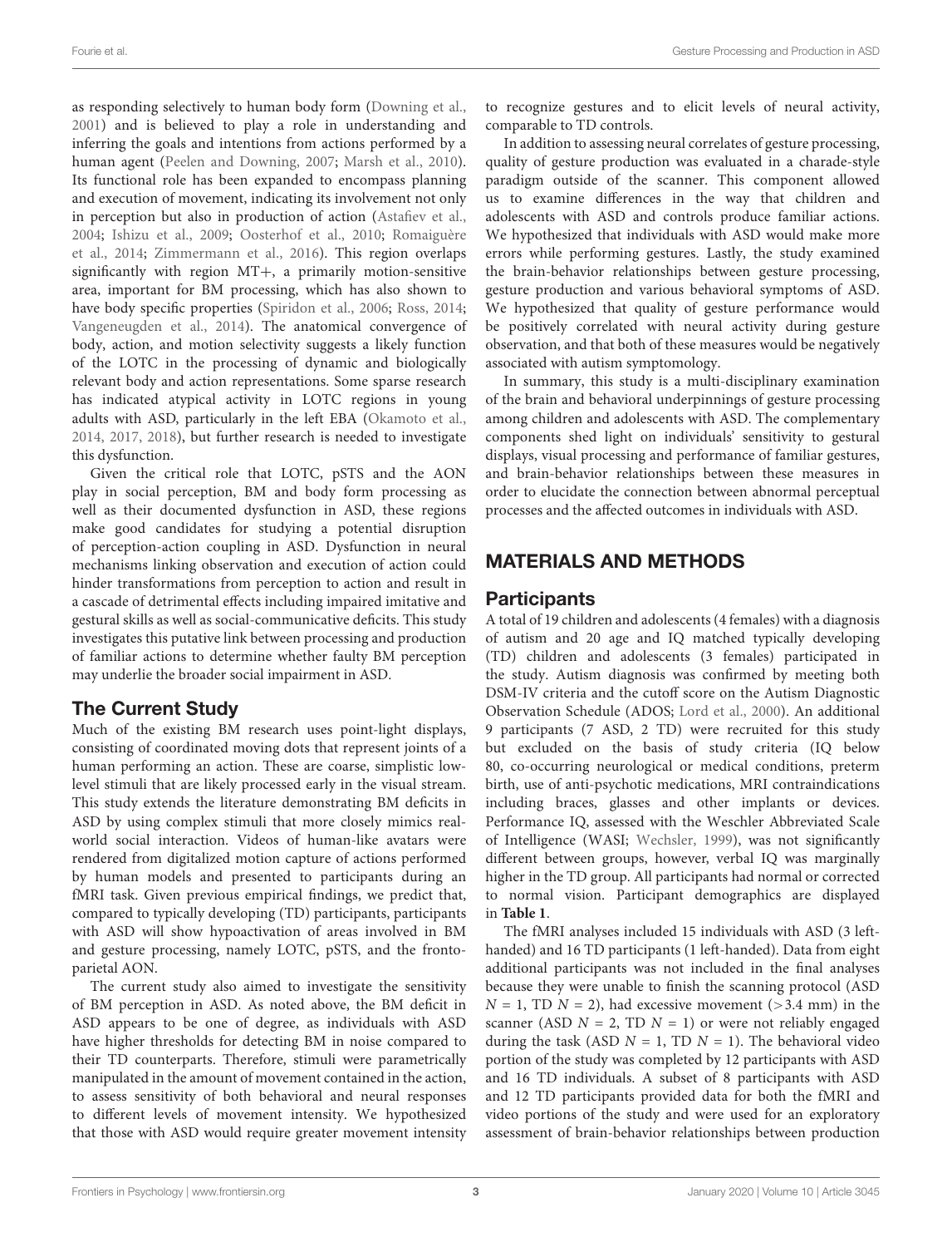as responding selectively to human body form (Downing et al., 2001) and is believed to play a role in understanding and inferring the goals and intentions from actions performed by a human agent (Peelen and Downing, 2007; Marsh et al., 2010). Its functional role has been expanded to encompass planning and execution of movement, indicating its involvement not only in perception but also in production of action (Astafiev et al., 2004; Ishizu et al., 2009; Oosterhof et al., 2010; Romaiguère et al., 2014; Zimmermann et al., 2016). This region overlaps significantly with region MT+, a primarily motion-sensitive area, important for BM processing, which has also shown to have body specific properties (Spiridon et al., 2006; Ross, 2014; Vangeneugden et al., 2014). The anatomical convergence of body, action, and motion selectivity suggests a likely function of the LOTC in the processing of dynamic and biologically relevant body and action representations. Some sparse research has indicated atypical activity in LOTC regions in young adults with ASD, particularly in the left EBA (Okamoto et al., 2014, 2017, 2018), but further research is needed to investigate this dysfunction.

Given the critical role that LOTC, pSTS and the AON play in social perception, BM and body form processing as well as their documented dysfunction in ASD, these regions make good candidates for studying a potential disruption of perception-action coupling in ASD. Dysfunction in neural mechanisms linking observation and execution of action could hinder transformations from perception to action and result in a cascade of detrimental effects including impaired imitative and gestural skills as well as social-communicative deficits. This study investigates this putative link between processing and production of familiar actions to determine whether faulty BM perception may underlie the broader social impairment in ASD.

## The Current Study

Much of the existing BM research uses point-light displays, consisting of coordinated moving dots that represent joints of a human performing an action. These are coarse, simplistic low-level stimuli that are likely processed early in the visual stream. This study extends the literature demonstrating BM deficits in ASD by using complex stimuli that more closely mimics real-world social interaction. Videos of human-like avatars were rendered from digitalized motion capture of actions performed by human models and presented to participants during an fMRI task. Given previous empirical findings, we predict that, compared to typically developing (TD) participants, participants with ASD will show hypoactivation of areas involved in BM and gesture processing, namely LOTC, pSTS, and the fronto-parietal AON.

The current study also aimed to investigate the sensitivity of BM perception in ASD. As noted above, the BM deficit in ASD appears to be one of degree, as individuals with ASD have higher thresholds for detecting BM in noise compared to their TD counterparts. Therefore, stimuli were parametrically manipulated in the amount of movement contained in the action, to assess sensitivity of both behavioral and neural responses to different levels of movement intensity. We hypothesized that those with ASD would require greater movement intensity to recognize gestures and to elicit levels of neural activity, comparable to TD controls.

In addition to assessing neural correlates of gesture processing, quality of gesture production was evaluated in a charade-style paradigm outside of the scanner. This component allowed us to examine differences in the way that children and adolescents with ASD and controls produce familiar actions. We hypothesized that individuals with ASD would make more errors while performing gestures. Lastly, the study examined the brain-behavior relationships between gesture processing, gesture production and various behavioral symptoms of ASD. We hypothesized that quality of gesture performance would be positively correlated with neural activity during gesture observation, and that both of these measures would be negatively associated with autism symptomology.

In summary, this study is a multi-disciplinary examination of the brain and behavioral underpinnings of gesture processing among children and adolescents with ASD. The complementary components shed light on individuals' sensitivity to gestural displays, visual processing and performance of familiar gestures, and brain-behavior relationships between these measures in order to elucidate the connection between abnormal perceptual processes and the affected outcomes in individuals with ASD.

# MATERIALS AND METHODS

## Participants

A total of 19 children and adolescents (4 females) with a diagnosis of autism and 20 age and IQ matched typically developing (TD) children and adolescents (3 females) participated in the study. Autism diagnosis was confirmed by meeting both DSM-IV criteria and the cutoff score on the Autism Diagnostic Observation Schedule (ADOS; Lord et al., 2000). An additional 9 participants (7 ASD, 2 TD) were recruited for this study but excluded on the basis of study criteria (IQ below 80, co-occurring neurological or medical conditions, preterm birth, use of anti-psychotic medications, MRI contraindications including braces, glasses and other implants or devices. Performance IQ, assessed with the Weschler Abbreviated Scale of Intelligence (WASI; Wechsler, 1999), was not significantly different between groups, however, verbal IQ was marginally higher in the TD group. All participants had normal or corrected to normal vision. Participant demographics are displayed in **Table 1**.

The fMRI analyses included 15 individuals with ASD (3 left-handed) and 16 TD participants (1 left-handed). Data from eight additional participants was not included in the final analyses because they were unable to finish the scanning protocol (ASD $N = 1$, TD $N = 2$), had excessive movement (>3.4 mm) in the scanner (ASD $N = 2$, TD $N = 1$) or were not reliably engaged during the task (ASD $N = 1$, TD $N = 1$). The behavioral video portion of the study was completed by 12 participants with ASD and 16 TD individuals. A subset of 8 participants with ASD and 12 TD participants provided data for both the fMRI and video portions of the study and were used for an exploratory assessment of brain-behavior relationships between production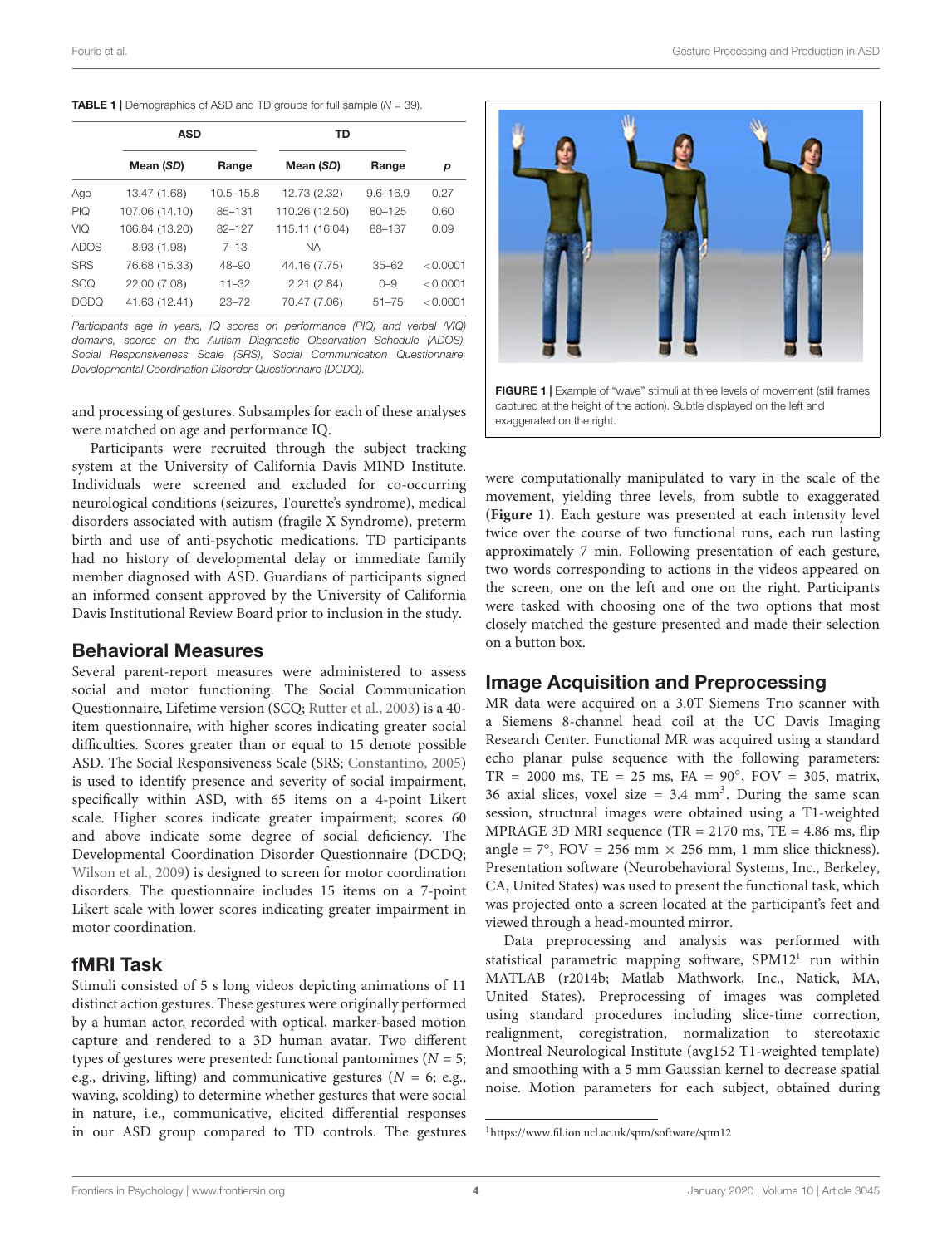**TABLE 1 |** Demographics of ASD and TD groups for full sample (*N* = 39).

| | ASD | | TD | | |
|---|---|---|---|---|---|
| | **Mean (*SD*)** | **Range** | **Mean (*SD*)** | **Range** | ***p*** |
| Age | 13.47 (1.68) | 10.5–15.8 | 12.73 (2.32) | 9.6–16.9 | 0.27 |
| PIQ | 107.06 (14.10) | 85–131 | 110.26 (12.50) | 80–125 | 0.60 |
| VIQ | 106.84 (13.20) | 82–127 | 115.11 (16.04) | 88–137 | 0.09 |
| ADOS | 8.93 (1.98) | 7–13 | NA | | |
| SRS | 76.68 (15.33) | 48–90 | 44.16 (7.75) | 35–62 | <0.0001 |
| SCQ | 22.00 (7.08) | 11–32 | 2.21 (2.84) | 0–9 | <0.0001 |
| DCDQ | 41.63 (12.41) | 23–72 | 70.47 (7.06) | 51–75 | <0.0001 |

*Participants age in years, IQ scores on performance (PIQ) and verbal (VIQ) domains, scores on the Autism Diagnostic Observation Schedule (ADOS), Social Responsiveness Scale (SRS), Social Communication Questionnaire, Developmental Coordination Disorder Questionnaire (DCDQ).*

and processing of gestures. Subsamples for each of these analyses were matched on age and performance IQ.

Participants were recruited through the subject tracking system at the University of California Davis MIND Institute. Individuals were screened and excluded for co-occurring neurological conditions (seizures, Tourette's syndrome), medical disorders associated with autism (fragile X Syndrome), preterm birth and use of anti-psychotic medications. TD participants had no history of developmental delay or immediate family member diagnosed with ASD. Guardians of participants signed an informed consent approved by the University of California Davis Institutional Review Board prior to inclusion in the study.

## Behavioral Measures

Several parent-report measures were administered to assess social and motor functioning. The Social Communication Questionnaire, Lifetime version (SCQ; Rutter et al., 2003) is a 40-item questionnaire, with higher scores indicating greater social difficulties. Scores greater than or equal to 15 denote possible ASD. The Social Responsiveness Scale (SRS; Constantino, 2005) is used to identify presence and severity of social impairment, specifically within ASD, with 65 items on a 4-point Likert scale. Higher scores indicate greater impairment; scores 60 and above indicate some degree of social deficiency. The Developmental Coordination Disorder Questionnaire (DCDQ; Wilson et al., 2009) is designed to screen for motor coordination disorders. The questionnaire includes 15 items on a 7-point Likert scale with lower scores indicating greater impairment in motor coordination.

## fMRI Task

Stimuli consisted of 5 s long videos depicting animations of 11 distinct action gestures. These gestures were originally performed by a human actor, recorded with optical, marker-based motion capture and rendered to a 3D human avatar. Two different types of gestures were presented: functional pantomimes (*N* = 5; e.g., driving, lifting) and communicative gestures (*N* = 6; e.g., waving, scolding) to determine whether gestures that were social in nature, i.e., communicative, elicited differential responses in our ASD group compared to TD controls. The gestures were computationally manipulated to vary in the scale of the movement, yielding three levels, from subtle to exaggerated (**Figure 1**). Each gesture was presented at each intensity level twice over the course of two functional runs, each run lasting approximately 7 min. Following presentation of each gesture, two words corresponding to actions in the videos appeared on the screen, one on the left and one on the right. Participants were tasked with choosing one of the two options that most closely matched the gesture presented and made their selection on a button box.

**FIGURE 1 |** Example of "wave" stimuli at three levels of movement (still frames captured at the height of the action). Subtle displayed on the left and exaggerated on the right.

## Image Acquisition and Preprocessing

MR data were acquired on a 3.0T Siemens Trio scanner with a Siemens 8-channel head coil at the UC Davis Imaging Research Center. Functional MR was acquired using a standard echo planar pulse sequence with the following parameters: TR = 2000 ms, TE = 25 ms, FA = 90°, FOV = 305, matrix, 36 axial slices, voxel size = 3.4 mm$^3$. During the same scan session, structural images were obtained using a T1-weighted MPRAGE 3D MRI sequence (TR = 2170 ms, TE = 4.86 ms, flip angle = 7°, FOV = 256 mm × 256 mm, 1 mm slice thickness). Presentation software (Neurobehavioral Systems, Inc., Berkeley, CA, United States) was used to present the functional task, which was projected onto a screen located at the participant's feet and viewed through a head-mounted mirror.

Data preprocessing and analysis was performed with statistical parametric mapping software, SPM12[1] run within MATLAB (r2014b; Matlab Mathwork, Inc., Natick, MA, United States). Preprocessing of images was completed using standard procedures including slice-time correction, realignment, coregistration, normalization to stereotaxic Montreal Neurological Institute (avg152 T1-weighted template) and smoothing with a 5 mm Gaussian kernel to decrease spatial noise. Motion parameters for each subject, obtained during

[1]https://www.fil.ion.ucl.ac.uk/spm/software/spm12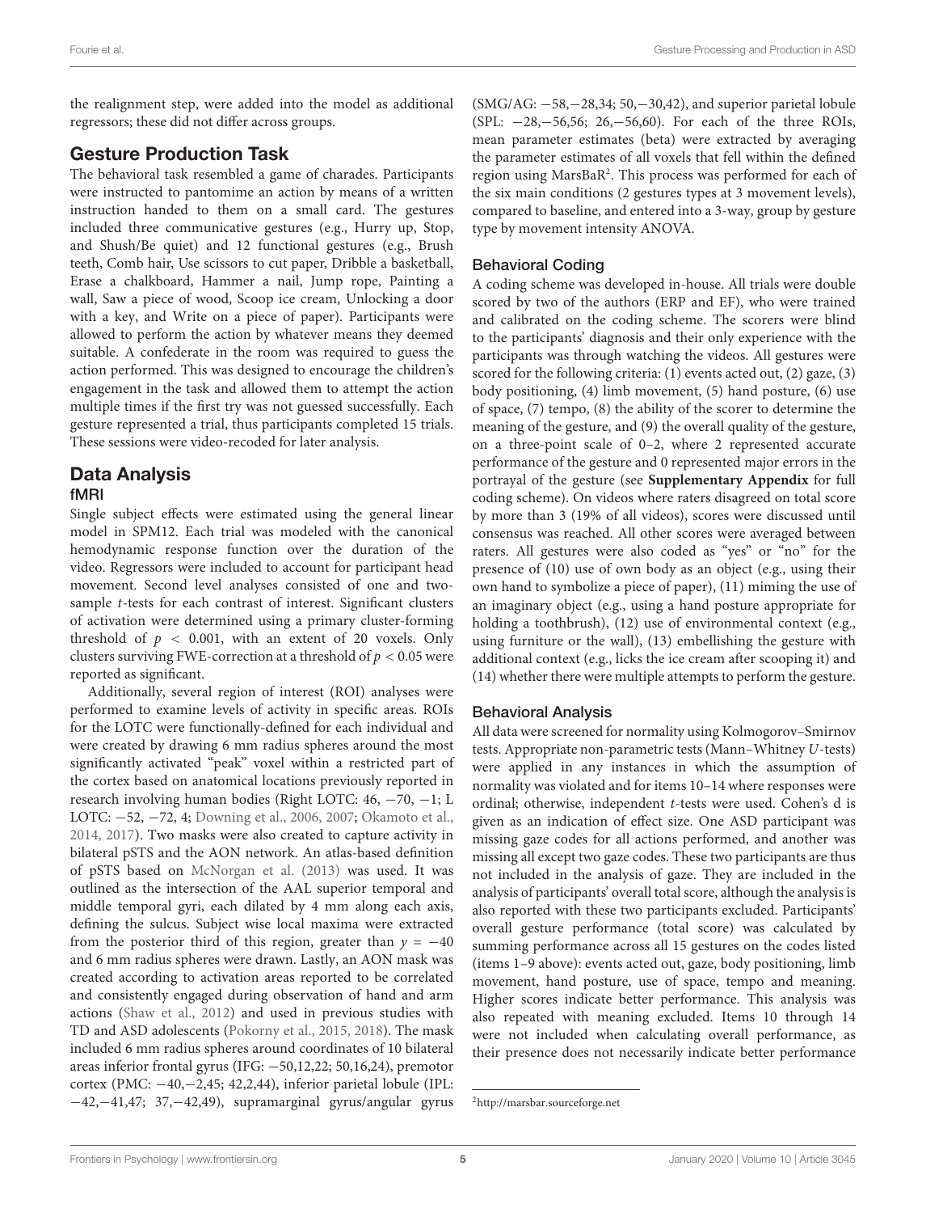the realignment step, were added into the model as additional regressors; these did not differ across groups.

## Gesture Production Task

The behavioral task resembled a game of charades. Participants were instructed to pantomime an action by means of a written instruction handed to them on a small card. The gestures included three communicative gestures (e.g., Hurry up, Stop, and Shush/Be quiet) and 12 functional gestures (e.g., Brush teeth, Comb hair, Use scissors to cut paper, Dribble a basketball, Erase a chalkboard, Hammer a nail, Jump rope, Painting a wall, Saw a piece of wood, Scoop ice cream, Unlocking a door with a key, and Write on a piece of paper). Participants were allowed to perform the action by whatever means they deemed suitable. A confederate in the room was required to guess the action performed. This was designed to encourage the children's engagement in the task and allowed them to attempt the action multiple times if the first try was not guessed successfully. Each gesture represented a trial, thus participants completed 15 trials. These sessions were video-recoded for later analysis.

## Data Analysis

### fMRI

Single subject effects were estimated using the general linear model in SPM12. Each trial was modeled with the canonical hemodynamic response function over the duration of the video. Regressors were included to account for participant head movement. Second level analyses consisted of one and two-sample *t*-tests for each contrast of interest. Significant clusters of activation were determined using a primary cluster-forming threshold of $p < 0.001$, with an extent of 20 voxels. Only clusters surviving FWE-correction at a threshold of $p < 0.05$ were reported as significant.

Additionally, several region of interest (ROI) analyses were performed to examine levels of activity in specific areas. ROIs for the LOTC were functionally-defined for each individual and were created by drawing 6 mm radius spheres around the most significantly activated "peak" voxel within a restricted part of the cortex based on anatomical locations previously reported in research involving human bodies (Right LOTC: 46, −70, −1; L LOTC: −52, −72, 4; Downing et al., 2006, 2007; Okamoto et al., 2014, 2017). Two masks were also created to capture activity in bilateral pSTS and the AON network. An atlas-based definition of pSTS based on McNorgan et al. (2013) was used. It was outlined as the intersection of the AAL superior temporal and middle temporal gyri, each dilated by 4 mm along each axis, defining the sulcus. Subject wise local maxima were extracted from the posterior third of this region, greater than $y = -40$ and 6 mm radius spheres were drawn. Lastly, an AON mask was created according to activation areas reported to be correlated and consistently engaged during observation of hand and arm actions (Shaw et al., 2012) and used in previous studies with TD and ASD adolescents (Pokorny et al., 2015, 2018). The mask included 6 mm radius spheres around coordinates of 10 bilateral areas inferior frontal gyrus (IFG: −50,12,22; 50,16,24), premotor cortex (PMC: −40,−2,45; 42,2,44), inferior parietal lobule (IPL: −42,−41,47; 37,−42,49), supramarginal gyrus/angular gyrus (SMG/AG: −58,−28,34; 50,−30,42), and superior parietal lobule (SPL: −28,−56,56; 26,−56,60). For each of the three ROIs, mean parameter estimates (beta) were extracted by averaging the parameter estimates of all voxels that fell within the defined region using MarsBaR[2]. This process was performed for each of the six main conditions (2 gestures types at 3 movement levels), compared to baseline, and entered into a 3-way, group by gesture type by movement intensity ANOVA.

### Behavioral Coding

A coding scheme was developed in-house. All trials were double scored by two of the authors (ERP and EF), who were trained and calibrated on the coding scheme. The scorers were blind to the participants' diagnosis and their only experience with the participants was through watching the videos. All gestures were scored for the following criteria: (1) events acted out, (2) gaze, (3) body positioning, (4) limb movement, (5) hand posture, (6) use of space, (7) tempo, (8) the ability of the scorer to determine the meaning of the gesture, and (9) the overall quality of the gesture, on a three-point scale of 0–2, where 2 represented accurate performance of the gesture and 0 represented major errors in the portrayal of the gesture (see **Supplementary Appendix** for full coding scheme). On videos where raters disagreed on total score by more than 3 (19% of all videos), scores were discussed until consensus was reached. All other scores were averaged between raters. All gestures were also coded as "yes" or "no" for the presence of (10) use of own body as an object (e.g., using their own hand to symbolize a piece of paper), (11) miming the use of an imaginary object (e.g., using a hand posture appropriate for holding a toothbrush), (12) use of environmental context (e.g., using furniture or the wall), (13) embellishing the gesture with additional context (e.g., licks the ice cream after scooping it) and (14) whether there were multiple attempts to perform the gesture.

### Behavioral Analysis

All data were screened for normality using Kolmogorov–Smirnov tests. Appropriate non-parametric tests (Mann–Whitney *U*-tests) were applied in any instances in which the assumption of normality was violated and for items 10–14 where responses were ordinal; otherwise, independent *t*-tests were used. Cohen's d is given as an indication of effect size. One ASD participant was missing gaze codes for all actions performed, and another was missing all except two gaze codes. These two participants are thus not included in the analysis of gaze. They are included in the analysis of participants' overall total score, although the analysis is also reported with these two participants excluded. Participants' overall gesture performance (total score) was calculated by summing performance across all 15 gestures on the codes listed (items 1–9 above): events acted out, gaze, body positioning, limb movement, hand posture, use of space, tempo and meaning. Higher scores indicate better performance. This analysis was also repeated with meaning excluded. Items 10 through 14 were not included when calculating overall performance, as their presence does not necessarily indicate better performance

[2]http://marsbar.sourceforge.net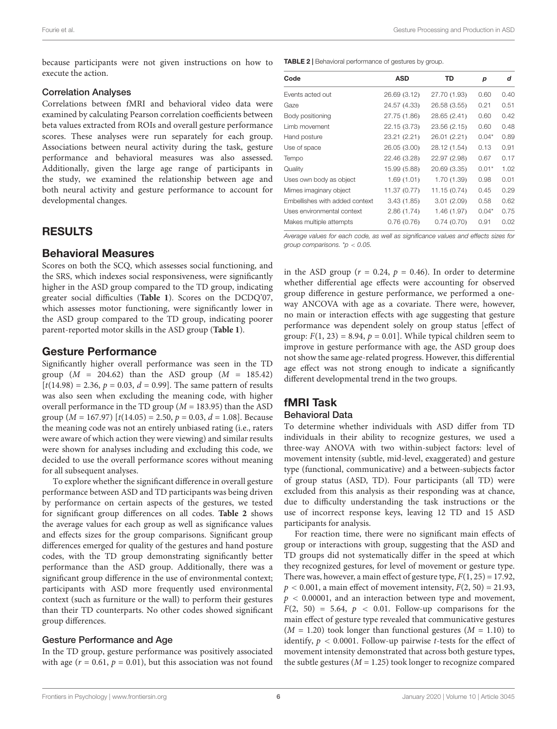because participants were not given instructions on how to execute the action.

### Correlation Analyses

Correlations between fMRI and behavioral video data were examined by calculating Pearson correlation coefficients between beta values extracted from ROIs and overall gesture performance scores. These analyses were run separately for each group. Associations between neural activity during the task, gesture performance and behavioral measures was also assessed. Additionally, given the large age range of participants in the study, we examined the relationship between age and both neural activity and gesture performance to account for developmental changes.

# RESULTS

## Behavioral Measures

Scores on both the SCQ, which assesses social functioning, and the SRS, which indexes social responsiveness, were significantly higher in the ASD group compared to the TD group, indicating greater social difficulties (**Table 1**). Scores on the DCDQ'07, which assesses motor functioning, were significantly lower in the ASD group compared to the TD group, indicating poorer parent-reported motor skills in the ASD group (**Table 1**).

## Gesture Performance

Significantly higher overall performance was seen in the TD group ($M$ = 204.62) than the ASD group ($M$ = 185.42) [$t(14.98) = 2.36$, $p = 0.03$, $d = 0.99$]. The same pattern of results was also seen when excluding the meaning code, with higher overall performance in the TD group ($M$ = 183.95) than the ASD group ($M$ = 167.97) [$t(14.05) = 2.50$, $p = 0.03$, $d = 1.08$]. Because the meaning code was not an entirely unbiased rating (i.e., raters were aware of which action they were viewing) and similar results were shown for analyses including and excluding this code, we decided to use the overall performance scores without meaning for all subsequent analyses.

To explore whether the significant difference in overall gesture performance between ASD and TD participants was being driven by performance on certain aspects of the gestures, we tested for significant group differences on all codes. **Table 2** shows the average values for each group as well as significance values and effects sizes for the group comparisons. Significant group differences emerged for quality of the gestures and hand posture codes, with the TD group demonstrating significantly better performance than the ASD group. Additionally, there was a significant group difference in the use of environmental context; participants with ASD more frequently used environmental context (such as furniture or the wall) to perform their gestures than their TD counterparts. No other codes showed significant group differences.

### Gesture Performance and Age

In the TD group, gesture performance was positively associated with age ($r = 0.61$, $p = 0.01$), but this association was not found in the ASD group ($r = 0.24$, $p = 0.46$). In order to determine whether differential age effects were accounting for observed group difference in gesture performance, we performed a one-way ANCOVA with age as a covariate. There were, however, no main or interaction effects with age suggesting that gesture performance was dependent solely on group status [effect of group: $F(1, 23) = 8.94$, $p = 0.01$]. While typical children seem to improve in gesture performance with age, the ASD group does not show the same age-related progress. However, this differential age effect was not strong enough to indicate a significantly different developmental trend in the two groups.

**TABLE 2** | Behavioral performance of gestures by group.

| Code | ASD | TD | $p$ | $d$ |
|---|---|---|---|---|
| Events acted out | 26.69 (3.12) | 27.70 (1.93) | 0.60 | 0.40 |
| Gaze | 24.57 (4.33) | 26.58 (3.55) | 0.21 | 0.51 |
| Body positioning | 27.75 (1.86) | 28.65 (2.41) | 0.60 | 0.42 |
| Limb movement | 22.15 (3.73) | 23.56 (2.15) | 0.60 | 0.48 |
| Hand posture | 23.21 (2.21) | 26.01 (2.21) | 0.04* | 0.89 |
| Use of space | 26.05 (3.00) | 28.12 (1.54) | 0.13 | 0.91 |
| Tempo | 22.46 (3.28) | 22.97 (2.98) | 0.67 | 0.17 |
| Quality | 15.99 (5.88) | 20.69 (3.35) | 0.01* | 1.02 |
| Uses own body as object | 1.69 (1.01) | 1.70 (1.39) | 0.98 | 0.01 |
| Mimes imaginary object | 11.37 (0.77) | 11.15 (0.74) | 0.45 | 0.29 |
| Embellishes with added context | 3.43 (1.85) | 3.01 (2.09) | 0.58 | 0.62 |
| Uses environmental context | 2.86 (1.74) | 1.46 (1.97) | 0.04* | 0.75 |
| Makes multiple attempts | 0.76 (0.76) | 0.74 (0.70) | 0.91 | 0.02 |

*Average values for each code, as well as significance values and effects sizes for group comparisons. *$p < 0.05$.*

## fMRI Task

### Behavioral Data

To determine whether individuals with ASD differ from TD individuals in their ability to recognize gestures, we used a three-way ANOVA with two within-subject factors: level of movement intensity (subtle, mid-level, exaggerated) and gesture type (functional, communicative) and a between-subjects factor of group status (ASD, TD). Four participants (all TD) were excluded from this analysis as their responding was at chance, due to difficulty understanding the task instructions or the use of incorrect response keys, leaving 12 TD and 15 ASD participants for analysis.

For reaction time, there were no significant main effects of group or interactions with group, suggesting that the ASD and TD groups did not systematically differ in the speed at which they recognized gestures, for level of movement or gesture type. There was, however, a main effect of gesture type, $F(1, 25) = 17.92$, $p < 0.001$, a main effect of movement intensity, $F(2, 50) = 21.93$, $p < 0.00001$, and an interaction between type and movement, $F(2, 50) = 5.64$, $p < 0.01$. Follow-up comparisons for the main effect of gesture type revealed that communicative gestures ($M$ = 1.20) took longer than functional gestures ($M$ = 1.10) to identify, $p < 0.0001$. Follow-up pairwise $t$-tests for the effect of movement intensity demonstrated that across both gesture types, the subtle gestures ($M$ = 1.25) took longer to recognize compared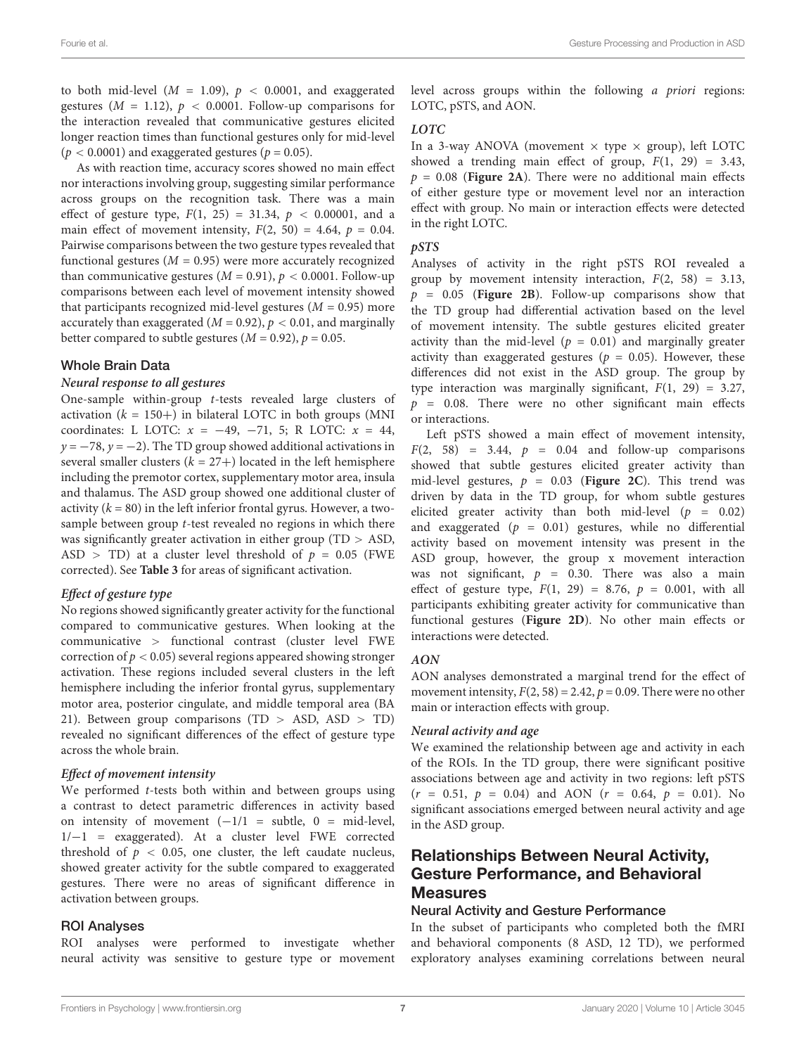to both mid-level ($M = 1.09$), $p < 0.0001$, and exaggerated gestures ($M = 1.12$), $p < 0.0001$. Follow-up comparisons for the interaction revealed that communicative gestures elicited longer reaction times than functional gestures only for mid-level ($p < 0.0001$) and exaggerated gestures ($p = 0.05$).

As with reaction time, accuracy scores showed no main effect nor interactions involving group, suggesting similar performance across groups on the recognition task. There was a main effect of gesture type, $F(1, 25) = 31.34$, $p < 0.00001$, and a main effect of movement intensity, $F(2, 50) = 4.64$, $p = 0.04$. Pairwise comparisons between the two gesture types revealed that functional gestures ($M = 0.95$) were more accurately recognized than communicative gestures ($M = 0.91$), $p < 0.0001$. Follow-up comparisons between each level of movement intensity showed that participants recognized mid-level gestures ($M = 0.95$) more accurately than exaggerated ($M = 0.92$), $p < 0.01$, and marginally better compared to subtle gestures ($M = 0.92$), $p = 0.05$.

### Whole Brain Data

#### *Neural response to all gestures*

One-sample within-group *t*-tests revealed large clusters of activation ($k = 150+$) in bilateral LOTC in both groups (MNI coordinates: L LOTC: $x = -49, -71, 5$; R LOTC: $x = 44$, $y = -78$, $y = -2$). The TD group showed additional activations in several smaller clusters ($k = 27+$) located in the left hemisphere including the premotor cortex, supplementary motor area, insula and thalamus. The ASD group showed one additional cluster of activity ($k = 80$) in the left inferior frontal gyrus. However, a two-sample between group *t*-test revealed no regions in which there was significantly greater activation in either group (TD > ASD, ASD > TD) at a cluster level threshold of $p = 0.05$ (FWE corrected). See **Table 3** for areas of significant activation.

#### *Effect of gesture type*

No regions showed significantly greater activity for the functional compared to communicative gestures. When looking at the communicative > functional contrast (cluster level FWE correction of $p < 0.05$) several regions appeared showing stronger activation. These regions included several clusters in the left hemisphere including the inferior frontal gyrus, supplementary motor area, posterior cingulate, and middle temporal area (BA 21). Between group comparisons (TD > ASD, ASD > TD) revealed no significant differences of the effect of gesture type across the whole brain.

#### *Effect of movement intensity*

We performed *t*-tests both within and between groups using a contrast to detect parametric differences in activity based on intensity of movement ($-1/1$ = subtle, 0 = mid-level, $1/-1$ = exaggerated). At a cluster level FWE corrected threshold of $p < 0.05$, one cluster, the left caudate nucleus, showed greater activity for the subtle compared to exaggerated gestures. There were no areas of significant difference in activation between groups.

### ROI Analyses

ROI analyses were performed to investigate whether neural activity was sensitive to gesture type or movement level across groups within the following *a priori* regions: LOTC, pSTS, and AON.

#### *LOTC*

In a 3-way ANOVA (movement × type × group), left LOTC showed a trending main effect of group, $F(1, 29) = 3.43$, $p = 0.08$ (**Figure 2A**). There were no additional main effects of either gesture type or movement level nor an interaction effect with group. No main or interaction effects were detected in the right LOTC.

#### *pSTS*

Analyses of activity in the right pSTS ROI revealed a group by movement intensity interaction, $F(2, 58) = 3.13$, $p = 0.05$ (**Figure 2B**). Follow-up comparisons show that the TD group had differential activation based on the level of movement intensity. The subtle gestures elicited greater activity than the mid-level ($p = 0.01$) and marginally greater activity than exaggerated gestures ($p = 0.05$). However, these differences did not exist in the ASD group. The group by type interaction was marginally significant, $F(1, 29) = 3.27$, $p = 0.08$. There were no other significant main effects or interactions.

Left pSTS showed a main effect of movement intensity, $F(2, 58) = 3.44$, $p = 0.04$ and follow-up comparisons showed that subtle gestures elicited greater activity than mid-level gestures, $p = 0.03$ (**Figure 2C**). This trend was driven by data in the TD group, for whom subtle gestures elicited greater activity than both mid-level ($p = 0.02$) and exaggerated ($p = 0.01$) gestures, while no differential activity based on movement intensity was present in the ASD group, however, the group x movement interaction was not significant, $p = 0.30$. There was also a main effect of gesture type, $F(1, 29) = 8.76$, $p = 0.001$, with all participants exhibiting greater activity for communicative than functional gestures (**Figure 2D**). No other main effects or interactions were detected.

#### *AON*

AON analyses demonstrated a marginal trend for the effect of movement intensity, $F(2, 58) = 2.42$, $p = 0.09$. There were no other main or interaction effects with group.

#### *Neural activity and age*

We examined the relationship between age and activity in each of the ROIs. In the TD group, there were significant positive associations between age and activity in two regions: left pSTS ($r = 0.51$, $p = 0.04$) and AON ($r = 0.64$, $p = 0.01$). No significant associations emerged between neural activity and age in the ASD group.

## Relationships Between Neural Activity, Gesture Performance, and Behavioral Measures

### Neural Activity and Gesture Performance

In the subset of participants who completed both the fMRI and behavioral components (8 ASD, 12 TD), we performed exploratory analyses examining correlations between neural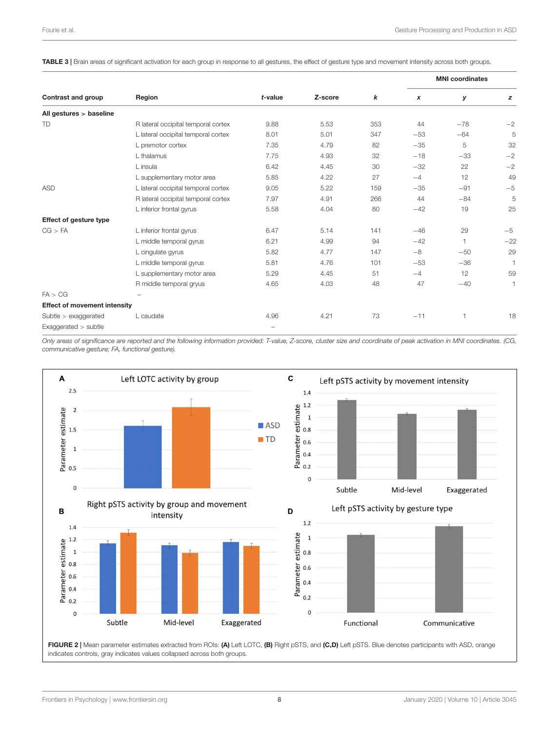**TABLE 3 |** Brain areas of significant activation for each group in response to all gestures, the effect of gesture type and movement intensity across both groups.

| Contrast and group | Region | *t*-value | Z-score | *k* | MNI coordinates | | |
|---|---|---|---|---|---|---|---|
| | | | | | *x* | *y* | *z* |
| **All gestures > baseline** | | | | | | | |
| TD | R lateral occipital temporal cortex | 9.88 | 5.53 | 353 | 44 | −78 | −2 |
| | L lateral occipital temporal cortex | 8.01 | 5.01 | 347 | −53 | −64 | 5 |
| | L premotor cortex | 7.35 | 4.79 | 82 | −35 | 5 | 32 |
| | L thalamus | 7.75 | 4.93 | 32 | −18 | −33 | −2 |
| | L insula | 6.42 | 4.45 | 30 | −32 | 22 | −2 |
| | L supplementary motor area | 5.85 | 4.22 | 27 | −4 | 12 | 49 |
| ASD | L lateral occipital temporal cortex | 9.05 | 5.22 | 159 | −35 | −91 | −5 |
| | R lateral occipital temporal cortex | 7.97 | 4.91 | 266 | 44 | −84 | 5 |
| | L inferior frontal gyrus | 5.58 | 4.04 | 80 | −42 | 19 | 25 |
| **Effect of gesture type** | | | | | | | |
| CG > FA | L inferior frontal gyrus | 6.47 | 5.14 | 141 | −46 | 29 | −5 |
| | L middle temporal gyrus | 6.21 | 4.99 | 94 | −42 | 1 | −22 |
| | L cingulate gyrus | 5.82 | 4.77 | 147 | −8 | −50 | 29 |
| | L middle temporal gyrus | 5.81 | 4.76 | 101 | −53 | −36 | 1 |
| | L supplementary motor area | 5.29 | 4.45 | 51 | −4 | 12 | 59 |
| | R middle temporal grygus | 4.65 | 4.03 | 48 | 47 | −40 | 1 |
| FA > CG | – | | | | | | |
| **Effect of movement intensity** | | | | | | | |
| Subtle > exaggerated | L caudate | 4.96 | 4.21 | 73 | −11 | 1 | 18 |
| Exaggerated > subtle | | – | | | | | |

*Only areas of significance are reported and the following information provided: T-value, Z-score, cluster size and coordinate of peak activation in MNI coordinates. (CG, communicative gesture; FA, functional gesture).*

**A** Left LOTC activity by group
Parameter estimate
0, 0.5, 1, 1.5, 2, 2.5
ASD
TD

**C** Left pSTS activity by movement intensity
Parameter estimate
0, 0.2, 0.4, 0.6, 0.8, 1, 1.2, 1.4
Subtle, Mid-level, Exaggerated

**B** Right pSTS activity by group and movement intensity
Parameter estimate
0, 0.2, 0.4, 0.6, 0.8, 1, 1.2, 1.4
Subtle, Mid-level, Exaggerated

**D** Left pSTS activity by gesture type
Parameter estimate
0, 0.2, 0.4, 0.6, 0.8, 1, 1.2
Functional, Communicative

**FIGURE 2 |** Mean parameter estimates extracted from ROIs: **(A)** Left LOTC, **(B)** Right pSTS, and **(C,D)** Left pSTS. Blue denotes participants with ASD, orange indicates controls, gray indicates values collapsed across both groups.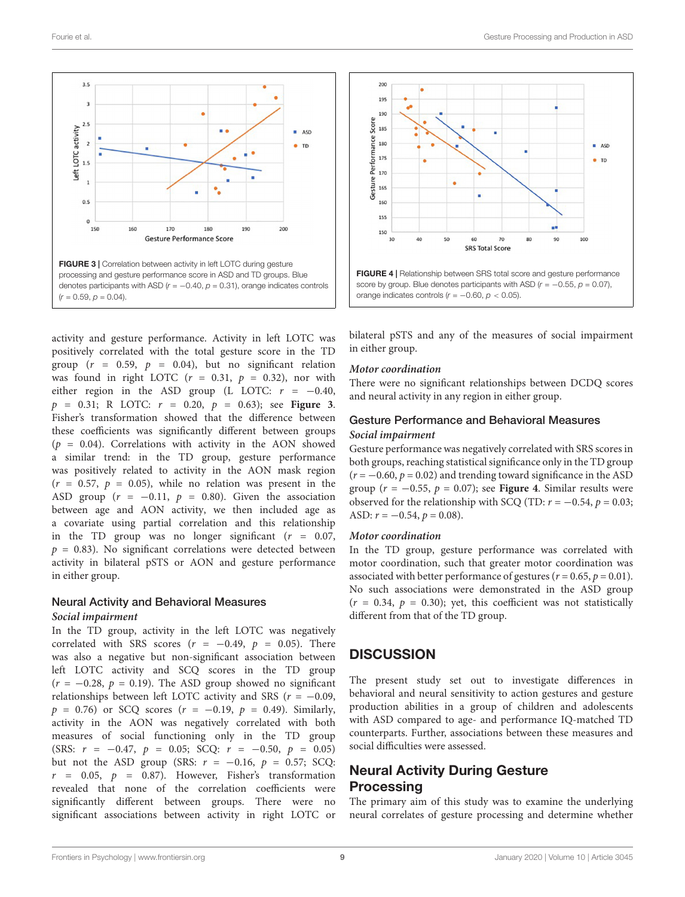Left LOTC activity

3.5
3
2.5
2
1.5
1
0.5
0

150 160 170 180 190 200

Gesture Performance Score

ASD
TD

FIGURE 3 | Correlation between activity in left LOTC during gesture processing and gesture performance score in ASD and TD groups. Blue denotes participants with ASD ($r = -0.40$, $p = 0.31$), orange indicates controls ($r = 0.59$, $p = 0.04$).

Gesture Performance Score

200
195
190
185
180
175
170
165
160
155
150

30 40 50 60 70 80 90 100

SRS Total Score

ASD
TD

FIGURE 4 | Relationship between SRS total score and gesture performance score by group. Blue denotes participants with ASD ($r = -0.55$, $p = 0.07$), orange indicates controls ($r = -0.60$, $p < 0.05$).

activity and gesture performance. Activity in left LOTC was positively correlated with the total gesture score in the TD group ($r = 0.59$, $p = 0.04$), but no significant relation was found in right LOTC ($r = 0.31$, $p = 0.32$), nor with either region in the ASD group (L LOTC: $r = -0.40$, $p = 0.31$; R LOTC: $r = 0.20$, $p = 0.63$); see **Figure 3**. Fisher's transformation showed that the difference between these coefficients was significantly different between groups ($p = 0.04$). Correlations with activity in the AON showed a similar trend: in the TD group, gesture performance was positively related to activity in the AON mask region ($r = 0.57$, $p = 0.05$), while no relation was present in the ASD group ($r = -0.11$, $p = 0.80$). Given the association between age and AON activity, we then included age as a covariate using partial correlation and this relationship in the TD group was no longer significant ($r = 0.07$, $p = 0.83$). No significant correlations were detected between activity in bilateral pSTS or AON and gesture performance in either group.

## Neural Activity and Behavioral Measures

### *Social impairment*

In the TD group, activity in the left LOTC was negatively correlated with SRS scores ($r = -0.49$, $p = 0.05$). There was also a negative but non-significant association between left LOTC activity and SCQ scores in the TD group ($r = -0.28$, $p = 0.19$). The ASD group showed no significant relationships between left LOTC activity and SRS ($r = -0.09$, $p = 0.76$) or SCQ scores ($r = -0.19$, $p = 0.49$). Similarly, activity in the AON was negatively correlated with both measures of social functioning only in the TD group (SRS: $r = -0.47$, $p = 0.05$; SCQ: $r = -0.50$, $p = 0.05$) but not the ASD group (SRS: $r = -0.16$, $p = 0.57$; SCQ: $r = 0.05$, $p = 0.87$). However, Fisher's transformation revealed that none of the correlation coefficients were significantly different between groups. There were no significant associations between activity in right LOTC or bilateral pSTS and any of the measures of social impairment in either group.

### *Motor coordination*

There were no significant relationships between DCDQ scores and neural activity in any region in either group.

## Gesture Performance and Behavioral Measures

### *Social impairment*

Gesture performance was negatively correlated with SRS scores in both groups, reaching statistical significance only in the TD group ($r = -0.60$, $p = 0.02$) and trending toward significance in the ASD group ($r = -0.55$, $p = 0.07$); see **Figure 4**. Similar results were observed for the relationship with SCQ (TD: $r = -0.54$, $p = 0.03$; ASD: $r = -0.54$, $p = 0.08$).

### *Motor coordination*

In the TD group, gesture performance was correlated with motor coordination, such that greater motor coordination was associated with better performance of gestures ($r = 0.65$, $p = 0.01$). No such associations were demonstrated in the ASD group ($r = 0.34$, $p = 0.30$); yet, this coefficient was not statistically different from that of the TD group.

# DISCUSSION

The present study set out to investigate differences in behavioral and neural sensitivity to action gestures and gesture production abilities in a group of children and adolescents with ASD compared to age- and performance IQ-matched TD counterparts. Further, associations between these measures and social difficulties were assessed.

## Neural Activity During Gesture Processing

The primary aim of this study was to examine the underlying neural correlates of gesture processing and determine whether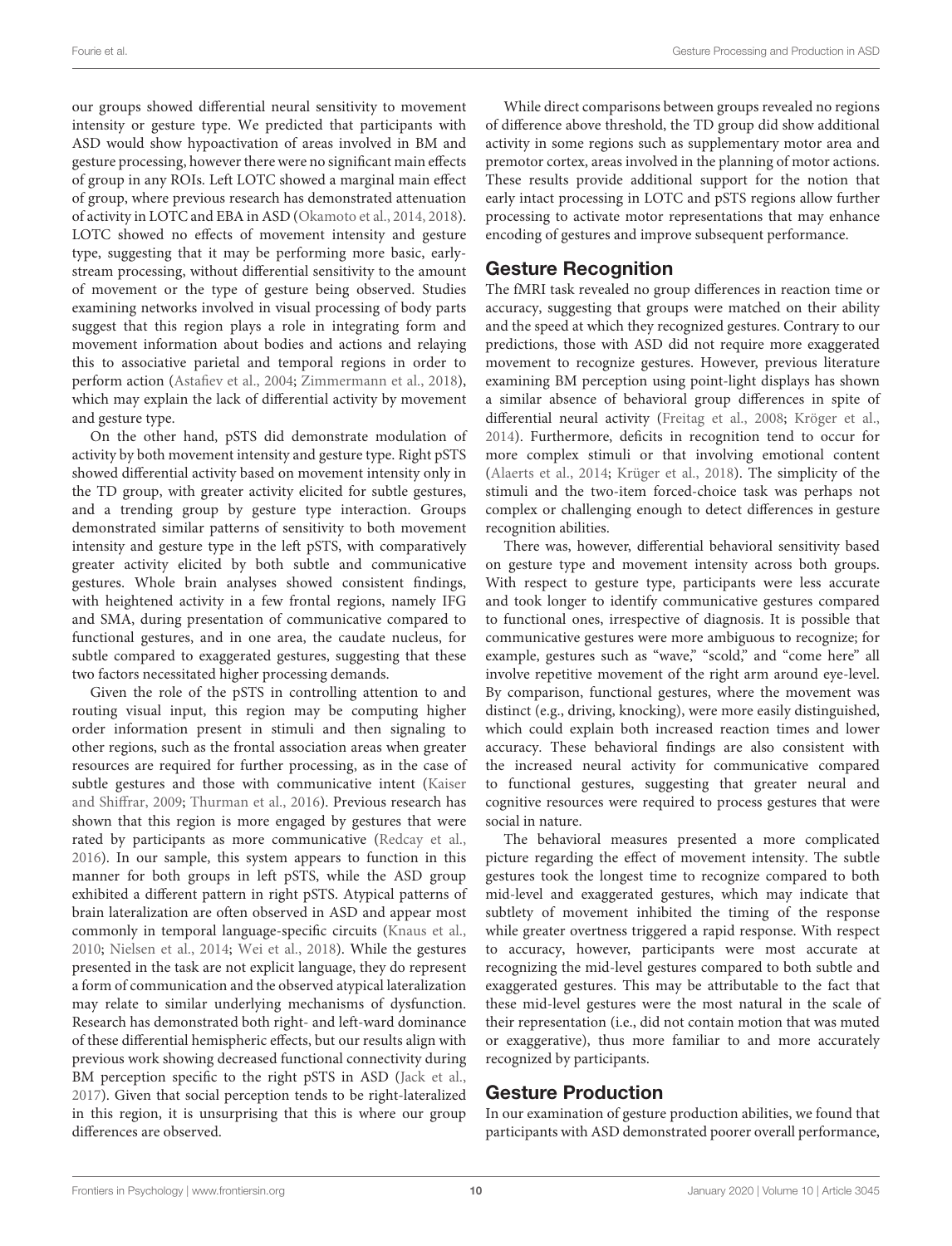our groups showed differential neural sensitivity to movement intensity or gesture type. We predicted that participants with ASD would show hypoactivation of areas involved in BM and gesture processing, however there were no significant main effects of group in any ROIs. Left LOTC showed a marginal main effect of group, where previous research has demonstrated attenuation of activity in LOTC and EBA in ASD (Okamoto et al., 2014, 2018). LOTC showed no effects of movement intensity and gesture type, suggesting that it may be performing more basic, early-stream processing, without differential sensitivity to the amount of movement or the type of gesture being observed. Studies examining networks involved in visual processing of body parts suggest that this region plays a role in integrating form and movement information about bodies and actions and relaying this to associative parietal and temporal regions in order to perform action (Astafiev et al., 2004; Zimmermann et al., 2018), which may explain the lack of differential activity by movement and gesture type.

On the other hand, pSTS did demonstrate modulation of activity by both movement intensity and gesture type. Right pSTS showed differential activity based on movement intensity only in the TD group, with greater activity elicited for subtle gestures, and a trending group by gesture type interaction. Groups demonstrated similar patterns of sensitivity to both movement intensity and gesture type in the left pSTS, with comparatively greater activity elicited by both subtle and communicative gestures. Whole brain analyses showed consistent findings, with heightened activity in a few frontal regions, namely IFG and SMA, during presentation of communicative compared to functional gestures, and in one area, the caudate nucleus, for subtle compared to exaggerated gestures, suggesting that these two factors necessitated higher processing demands.

Given the role of the pSTS in controlling attention to and routing visual input, this region may be computing higher order information present in stimuli and then signaling to other regions, such as the frontal association areas when greater resources are required for further processing, as in the case of subtle gestures and those with communicative intent (Kaiser and Shiffrar, 2009; Thurman et al., 2016). Previous research has shown that this region is more engaged by gestures that were rated by participants as more communicative (Redcay et al., 2016). In our sample, this system appears to function in this manner for both groups in left pSTS, while the ASD group exhibited a different pattern in right pSTS. Atypical patterns of brain lateralization are often observed in ASD and appear most commonly in temporal language-specific circuits (Knaus et al., 2010; Nielsen et al., 2014; Wei et al., 2018). While the gestures presented in the task are not explicit language, they do represent a form of communication and the observed atypical lateralization may relate to similar underlying mechanisms of dysfunction. Research has demonstrated both right- and left-ward dominance of these differential hemispheric effects, but our results align with previous work showing decreased functional connectivity during BM perception specific to the right pSTS in ASD (Jack et al., 2017). Given that social perception tends to be right-lateralized in this region, it is unsurprising that this is where our group differences are observed.

While direct comparisons between groups revealed no regions of difference above threshold, the TD group did show additional activity in some regions such as supplementary motor area and premotor cortex, areas involved in the planning of motor actions. These results provide additional support for the notion that early intact processing in LOTC and pSTS regions allow further processing to activate motor representations that may enhance encoding of gestures and improve subsequent performance.

## Gesture Recognition

The fMRI task revealed no group differences in reaction time or accuracy, suggesting that groups were matched on their ability and the speed at which they recognized gestures. Contrary to our predictions, those with ASD did not require more exaggerated movement to recognize gestures. However, previous literature examining BM perception using point-light displays has shown a similar absence of behavioral group differences in spite of differential neural activity (Freitag et al., 2008; Kröger et al., 2014). Furthermore, deficits in recognition tend to occur for more complex stimuli or that involving emotional content (Alaerts et al., 2014; Krüger et al., 2018). The simplicity of the stimuli and the two-item forced-choice task was perhaps not complex or challenging enough to detect differences in gesture recognition abilities.

There was, however, differential behavioral sensitivity based on gesture type and movement intensity across both groups. With respect to gesture type, participants were less accurate and took longer to identify communicative gestures compared to functional ones, irrespective of diagnosis. It is possible that communicative gestures were more ambiguous to recognize; for example, gestures such as "wave," "scold," and "come here" all involve repetitive movement of the right arm around eye-level. By comparison, functional gestures, where the movement was distinct (e.g., driving, knocking), were more easily distinguished, which could explain both increased reaction times and lower accuracy. These behavioral findings are also consistent with the increased neural activity for communicative compared to functional gestures, suggesting that greater neural and cognitive resources were required to process gestures that were social in nature.

The behavioral measures presented a more complicated picture regarding the effect of movement intensity. The subtle gestures took the longest time to recognize compared to both mid-level and exaggerated gestures, which may indicate that subtlety of movement inhibited the timing of the response while greater overtness triggered a rapid response. With respect to accuracy, however, participants were most accurate at recognizing the mid-level gestures compared to both subtle and exaggerated gestures. This may be attributable to the fact that these mid-level gestures were the most natural in the scale of their representation (i.e., did not contain motion that was muted or exaggerative), thus more familiar to and more accurately recognized by participants.

## Gesture Production

In our examination of gesture production abilities, we found that participants with ASD demonstrated poorer overall performance,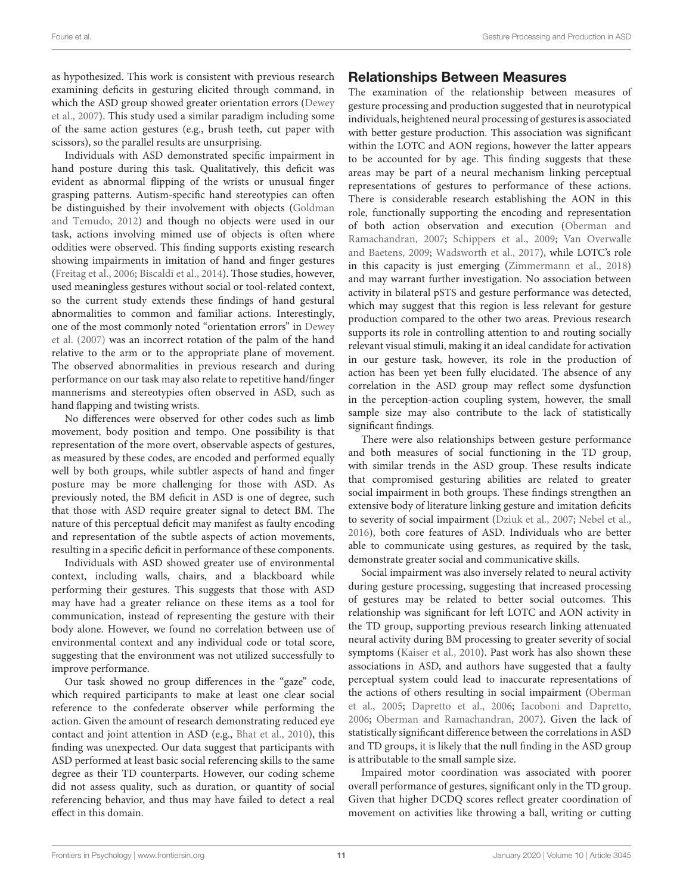as hypothesized. This work is consistent with previous research examining deficits in gesturing elicited through command, in which the ASD group showed greater orientation errors (Dewey et al., 2007). This study used a similar paradigm including some of the same action gestures (e.g., brush teeth, cut paper with scissors), so the parallel results are unsurprising.

Individuals with ASD demonstrated specific impairment in hand posture during this task. Qualitatively, this deficit was evident as abnormal flipping of the wrists or unusual finger grasping patterns. Autism-specific hand stereotypies can often be distinguished by their involvement with objects (Goldman and Temudo, 2012) and though no objects were used in our task, actions involving mimed use of objects is often where oddities were observed. This finding supports existing research showing impairments in imitation of hand and finger gestures (Freitag et al., 2006; Biscaldi et al., 2014). Those studies, however, used meaningless gestures without social or tool-related context, so the current study extends these findings of hand gestural abnormalities to common and familiar actions. Interestingly, one of the most commonly noted "orientation errors" in Dewey et al. (2007) was an incorrect rotation of the palm of the hand relative to the arm or to the appropriate plane of movement. The observed abnormalities in previous research and during performance on our task may also relate to repetitive hand/finger mannerisms and stereotypies often observed in ASD, such as hand flapping and twisting wrists.

No differences were observed for other codes such as limb movement, body position and tempo. One possibility is that representation of the more overt, observable aspects of gestures, as measured by these codes, are encoded and performed equally well by both groups, while subtler aspects of hand and finger posture may be more challenging for those with ASD. As previously noted, the BM deficit in ASD is one of degree, such that those with ASD require greater signal to detect BM. The nature of this perceptual deficit may manifest as faulty encoding and representation of the subtle aspects of action movements, resulting in a specific deficit in performance of these components.

Individuals with ASD showed greater use of environmental context, including walls, chairs, and a blackboard while performing their gestures. This suggests that those with ASD may have had a greater reliance on these items as a tool for communication, instead of representing the gesture with their body alone. However, we found no correlation between use of environmental context and any individual code or total score, suggesting that the environment was not utilized successfully to improve performance.

Our task showed no group differences in the "gaze" code, which required participants to make at least one clear social reference to the confederate observer while performing the action. Given the amount of research demonstrating reduced eye contact and joint attention in ASD (e.g., Bhat et al., 2010), this finding was unexpected. Our data suggest that participants with ASD performed at least basic social referencing skills to the same degree as their TD counterparts. However, our coding scheme did not assess quality, such as duration, or quantity of social referencing behavior, and thus may have failed to detect a real effect in this domain.

## Relationships Between Measures

The examination of the relationship between measures of gesture processing and production suggested that in neurotypical individuals, heightened neural processing of gestures is associated with better gesture production. This association was significant within the LOTC and AON regions, however the latter appears to be accounted for by age. This finding suggests that these areas may be part of a neural mechanism linking perceptual representations of gestures to performance of these actions. There is considerable research establishing the AON in this role, functionally supporting the encoding and representation of both action observation and execution (Oberman and Ramachandran, 2007; Schippers et al., 2009; Van Overwalle and Baetens, 2009; Wadsworth et al., 2017), while LOTC's role in this capacity is just emerging (Zimmermann et al., 2018) and may warrant further investigation. No association between activity in bilateral pSTS and gesture performance was detected, which may suggest that this region is less relevant for gesture production compared to the other two areas. Previous research supports its role in controlling attention to and routing socially relevant visual stimuli, making it an ideal candidate for activation in our gesture task, however, its role in the production of action has been yet been fully elucidated. The absence of any correlation in the ASD group may reflect some dysfunction in the perception-action coupling system, however, the small sample size may also contribute to the lack of statistically significant findings.

There were also relationships between gesture performance and both measures of social functioning in the TD group, with similar trends in the ASD group. These results indicate that compromised gesturing abilities are related to greater social impairment in both groups. These findings strengthen an extensive body of literature linking gesture and imitation deficits to severity of social impairment (Dziuk et al., 2007; Nebel et al., 2016), both core features of ASD. Individuals who are better able to communicate using gestures, as required by the task, demonstrate greater social and communicative skills.

Social impairment was also inversely related to neural activity during gesture processing, suggesting that increased processing of gestures may be related to better social outcomes. This relationship was significant for left LOTC and AON activity in the TD group, supporting previous research linking attenuated neural activity during BM processing to greater severity of social symptoms (Kaiser et al., 2010). Past work has also shown these associations in ASD, and authors have suggested that a faulty perceptual system could lead to inaccurate representations of the actions of others resulting in social impairment (Oberman et al., 2005; Dapretto et al., 2006; Iacoboni and Dapretto, 2006; Oberman and Ramachandran, 2007). Given the lack of statistically significant difference between the correlations in ASD and TD groups, it is likely that the null finding in the ASD group is attributable to the small sample size.

Impaired motor coordination was associated with poorer overall performance of gestures, significant only in the TD group. Given that higher DCDQ scores reflect greater coordination of movement on activities like throwing a ball, writing or cutting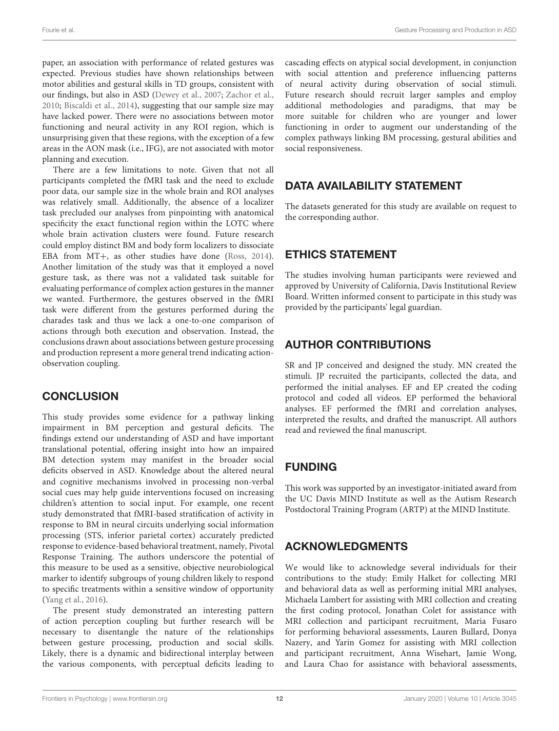paper, an association with performance of related gestures was expected. Previous studies have shown relationships between motor abilities and gestural skills in TD groups, consistent with our findings, but also in ASD (Dewey et al., 2007; Zachor et al., 2010; Biscaldi et al., 2014), suggesting that our sample size may have lacked power. There were no associations between motor functioning and neural activity in any ROI region, which is unsurprising given that these regions, with the exception of a few areas in the AON mask (i.e., IFG), are not associated with motor planning and execution.

There are a few limitations to note. Given that not all participants completed the fMRI task and the need to exclude poor data, our sample size in the whole brain and ROI analyses was relatively small. Additionally, the absence of a localizer task precluded our analyses from pinpointing with anatomical specificity the exact functional region within the LOTC where whole brain activation clusters were found. Future research could employ distinct BM and body form localizers to dissociate EBA from MT+, as other studies have done (Ross, 2014). Another limitation of the study was that it employed a novel gesture task, as there was not a validated task suitable for evaluating performance of complex action gestures in the manner we wanted. Furthermore, the gestures observed in the fMRI task were different from the gestures performed during the charades task and thus we lack a one-to-one comparison of actions through both execution and observation. Instead, the conclusions drawn about associations between gesture processing and production represent a more general trend indicating action-observation coupling.

## CONCLUSION

This study provides some evidence for a pathway linking impairment in BM perception and gestural deficits. The findings extend our understanding of ASD and have important translational potential, offering insight into how an impaired BM detection system may manifest in the broader social deficits observed in ASD. Knowledge about the altered neural and cognitive mechanisms involved in processing non-verbal social cues may help guide interventions focused on increasing children's attention to social input. For example, one recent study demonstrated that fMRI-based stratification of activity in response to BM in neural circuits underlying social information processing (STS, inferior parietal cortex) accurately predicted response to evidence-based behavioral treatment, namely, Pivotal Response Training. The authors underscore the potential of this measure to be used as a sensitive, objective neurobiological marker to identify subgroups of young children likely to respond to specific treatments within a sensitive window of opportunity (Yang et al., 2016).

The present study demonstrated an interesting pattern of action perception coupling but further research will be necessary to disentangle the nature of the relationships between gesture processing, production and social skills. Likely, there is a dynamic and bidirectional interplay between the various components, with perceptual deficits leading to cascading effects on atypical social development, in conjunction with social attention and preference influencing patterns of neural activity during observation of social stimuli. Future research should recruit larger samples and employ additional methodologies and paradigms, that may be more suitable for children who are younger and lower functioning in order to augment our understanding of the complex pathways linking BM processing, gestural abilities and social responsiveness.

## DATA AVAILABILITY STATEMENT

The datasets generated for this study are available on request to the corresponding author.

## ETHICS STATEMENT

The studies involving human participants were reviewed and approved by University of California, Davis Institutional Review Board. Written informed consent to participate in this study was provided by the participants' legal guardian.

## AUTHOR CONTRIBUTIONS

SR and JP conceived and designed the study. MN created the stimuli. JP recruited the participants, collected the data, and performed the initial analyses. EF and EP created the coding protocol and coded all videos. EP performed the behavioral analyses. EF performed the fMRI and correlation analyses, interpreted the results, and drafted the manuscript. All authors read and reviewed the final manuscript.

## FUNDING

This work was supported by an investigator-initiated award from the UC Davis MIND Institute as well as the Autism Research Postdoctoral Training Program (ARTP) at the MIND Institute.

## ACKNOWLEDGMENTS

We would like to acknowledge several individuals for their contributions to the study: Emily Halket for collecting MRI and behavioral data as well as performing initial MRI analyses, Michaela Lambert for assisting with MRI collection and creating the first coding protocol, Jonathan Colet for assistance with MRI collection and participant recruitment, Maria Fusaro for performing behavioral assessments, Lauren Bullard, Donya Nazery, and Yarin Gomez for assisting with MRI collection and participant recruitment, Anna Wisehart, Jamie Wong, and Laura Chao for assistance with behavioral assessments,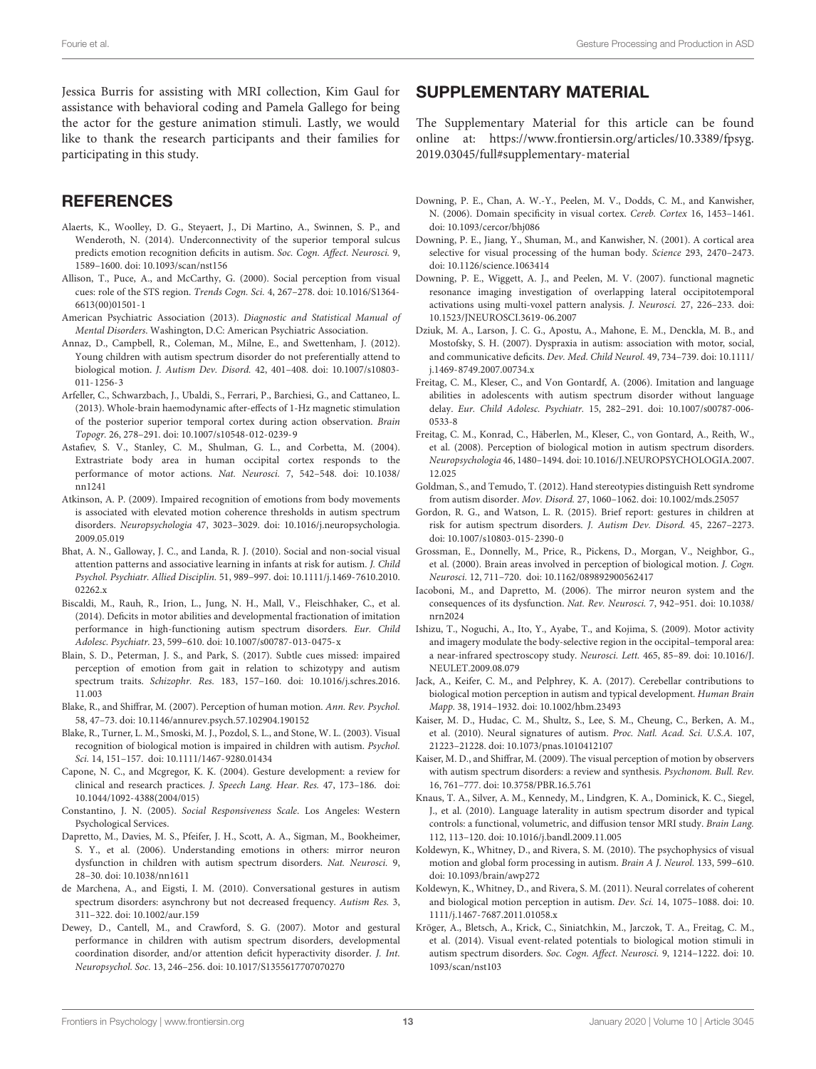Jessica Burris for assisting with MRI collection, Kim Gaul for assistance with behavioral coding and Pamela Gallego for being the actor for the gesture animation stimuli. Lastly, we would like to thank the research participants and their families for participating in this study.

## SUPPLEMENTARY MATERIAL

The Supplementary Material for this article can be found online at: https://www.frontiersin.org/articles/10.3389/fpsyg.2019.03045/full#supplementary-material

## REFERENCES

Alaerts, K., Woolley, D. G., Steyaert, J., Di Martino, A., Swinnen, S. P., and Wenderoth, N. (2014). Underconnectivity of the superior temporal sulcus predicts emotion recognition deficits in autism. *Soc. Cogn. Affect. Neurosci.* 9, 1589–1600. doi: 10.1093/scan/nst156

Allison, T., Puce, A., and McCarthy, G. (2000). Social perception from visual cues: role of the STS region. *Trends Cogn. Sci.* 4, 267–278. doi: 10.1016/S1364-6613(00)01501-1

American Psychiatric Association (2013). *Diagnostic and Statistical Manual of Mental Disorders.* Washington, D.C: American Psychiatric Association.

Annaz, D., Campbell, R., Coleman, M., Milne, E., and Swettenham, J. (2012). Young children with autism spectrum disorder do not preferentially attend to biological motion. *J. Autism Dev. Disord.* 42, 401–408. doi: 10.1007/s10803-011-1256-3

Arfeller, C., Schwarzbach, J., Ubaldi, S., Ferrari, P., Barchiesi, G., and Cattaneo, L. (2013). Whole-brain haemodynamic after-effects of 1-Hz magnetic stimulation of the posterior superior temporal cortex during action observation. *Brain Topogr.* 26, 278–291. doi: 10.1007/s10548-012-0239-9

Astafiev, S. V., Stanley, C. M., Shulman, G. L., and Corbetta, M. (2004). Extrastriate body area in human occipital cortex responds to the performance of motor actions. *Nat. Neurosci.* 7, 542–548. doi: 10.1038/nn1241

Atkinson, A. P. (2009). Impaired recognition of emotions from body movements is associated with elevated motion coherence thresholds in autism spectrum disorders. *Neuropsychologia* 47, 3023–3029. doi: 10.1016/j.neuropsychologia.2009.05.019

Bhat, A. N., Galloway, J. C., and Landa, R. J. (2010). Social and non-social visual attention patterns and associative learning in infants at risk for autism. *J. Child Psychol. Psychiatr. Allied Disciplin.* 51, 989–997. doi: 10.1111/j.1469-7610.2010.02262.x

Biscaldi, M., Rauh, R., Irion, L., Jung, N. H., Mall, V., Fleischhaker, C., et al. (2014). Deficits in motor abilities and developmental fractionation of imitation performance in high-functioning autism spectrum disorders. *Eur. Child Adolesc. Psychiatr.* 23, 599–610. doi: 10.1007/s00787-013-0475-x

Blain, S. D., Peterman, J. S., and Park, S. (2017). Subtle cues missed: impaired perception of emotion from gait in relation to schizotypy and autism spectrum traits. *Schizophr. Res.* 183, 157–160. doi: 10.1016/j.schres.2016.11.003

Blake, R., and Shiffrar, M. (2007). Perception of human motion. *Ann. Rev. Psychol.* 58, 47–73. doi: 10.1146/annurev.psych.57.102904.190152

Blake, R., Turner, L. M., Smoski, M. J., Pozdol, S. L., and Stone, W. L. (2003). Visual recognition of biological motion is impaired in children with autism. *Psychol. Sci.* 14, 151–157. doi: 10.1111/1467-9280.01434

Capone, N. C., and Mcgregor, K. K. (2004). Gesture development: a review for clinical and research practices. *J. Speech Lang. Hear. Res.* 47, 173–186. doi: 10.1044/1092-4388(2004/015)

Constantino, J. N. (2005). *Social Responsiveness Scale.* Los Angeles: Western Psychological Services.

Dapretto, M., Davies, M. S., Pfeifer, J. H., Scott, A. A., Sigman, M., Bookheimer, S. Y., et al. (2006). Understanding emotions in others: mirror neuron dysfunction in children with autism spectrum disorders. *Nat. Neurosci.* 9, 28–30. doi: 10.1038/nn1611

de Marchena, A., and Eigsti, I. M. (2010). Conversational gestures in autism spectrum disorders: asynchrony but not decreased frequency. *Autism Res.* 3, 311–322. doi: 10.1002/aur.159

Dewey, D., Cantell, M., and Crawford, S. G. (2007). Motor and gestural performance in children with autism spectrum disorders, developmental coordination disorder, and/or attention deficit hyperactivity disorder. *J. Int. Neuropsychol. Soc.* 13, 246–256. doi: 10.1017/S1355617707070270

Downing, P. E., Chan, A. W.-Y., Peelen, M. V., Dodds, C. M., and Kanwisher, N. (2006). Domain specificity in visual cortex. *Cereb. Cortex* 16, 1453–1461. doi: 10.1093/cercor/bhj086

Downing, P. E., Jiang, Y., Shuman, M., and Kanwisher, N. (2001). A cortical area selective for visual processing of the human body. *Science* 293, 2470–2473. doi: 10.1126/science.1063414

Downing, P. E., Wiggett, A. J., and Peelen, M. V. (2007). functional magnetic resonance imaging investigation of overlapping lateral occipitotemporal activations using multi-voxel pattern analysis. *J. Neurosci.* 27, 226–233. doi: 10.1523/JNEUROSCI.3619-06.2007

Dziuk, M. A., Larson, J. C. G., Apostu, A., Mahone, E. M., Denckla, M. B., and Mostofsky, S. H. (2007). Dyspraxia in autism: association with motor, social, and communicative deficits. *Dev. Med. Child Neurol.* 49, 734–739. doi: 10.1111/j.1469-8749.2007.00734.x

Freitag, C. M., Kleser, C., and Von Gontardf, A. (2006). Imitation and language abilities in adolescents with autism spectrum disorder without language delay. *Eur. Child Adolesc. Psychiatr.* 15, 282–291. doi: 10.1007/s00787-006-0533-8

Freitag, C. M., Konrad, C., Häberlen, M., Kleser, C., von Gontard, A., Reith, W., et al. (2008). Perception of biological motion in autism spectrum disorders. *Neuropsychologia* 46, 1480–1494. doi: 10.1016/J.NEUROPSYCHOLOGIA.2007.12.025

Goldman, S., and Temudo, T. (2012). Hand stereotypies distinguish Rett syndrome from autism disorder. *Mov. Disord.* 27, 1060–1062. doi: 10.1002/mds.25057

Gordon, R. G., and Watson, L. R. (2015). Brief report: gestures in children at risk for autism spectrum disorders. *J. Autism Dev. Disord.* 45, 2267–2273. doi: 10.1007/s10803-015-2390-0

Grossman, E., Donnelly, M., Price, R., Pickens, D., Morgan, V., Neighbor, G., et al. (2000). Brain areas involved in perception of biological motion. *J. Cogn. Neurosci.* 12, 711–720. doi: 10.1162/089892900562417

Iacoboni, M., and Dapretto, M. (2006). The mirror neuron system and the consequences of its dysfunction. *Nat. Rev. Neurosci.* 7, 942–951. doi: 10.1038/nrn2024

Ishizu, T., Noguchi, A., Ito, Y., Ayabe, T., and Kojima, S. (2009). Motor activity and imagery modulate the body-selective region in the occipital–temporal area: a near-infrared spectroscopy study. *Neurosci. Lett.* 465, 85–89. doi: 10.1016/J.NEULET.2009.08.079

Jack, A., Keifer, C. M., and Pelphrey, K. A. (2017). Cerebellar contributions to biological motion perception in autism and typical development. *Human Brain Mapp.* 38, 1914–1932. doi: 10.1002/hbm.23493

Kaiser, M. D., Hudac, C. M., Shultz, S., Lee, S. M., Cheung, C., Berken, A. M., et al. (2010). Neural signatures of autism. *Proc. Natl. Acad. Sci. U.S.A.* 107, 21223–21228. doi: 10.1073/pnas.1010412107

Kaiser, M. D., and Shiffrar, M. (2009). The visual perception of motion by observers with autism spectrum disorders: a review and synthesis. *Psychonom. Bull. Rev.* 16, 761–777. doi: 10.3758/PBR.16.5.761

Knaus, T. A., Silver, A. M., Kennedy, M., Lindgren, K. A., Dominick, K. C., Siegel, J., et al. (2010). Language laterality in autism spectrum disorder and typical controls: a functional, volumetric, and diffusion tensor MRI study. *Brain Lang.* 112, 113–120. doi: 10.1016/j.bandl.2009.11.005

Koldewyn, K., Whitney, D., and Rivera, S. M. (2010). The psychophysics of visual motion and global form processing in autism. *Brain A J. Neurol.* 133, 599–610. doi: 10.1093/brain/awp272

Koldewyn, K., Whitney, D., and Rivera, S. M. (2011). Neural correlates of coherent and biological motion perception in autism. *Dev. Sci.* 14, 1075–1088. doi: 10.1111/j.1467-7687.2011.01058.x

Kröger, A., Bletsch, A., Krick, C., Siniatchkin, M., Jarczok, T. A., Freitag, C. M., et al. (2014). Visual event-related potentials to biological motion stimuli in autism spectrum disorders. *Soc. Cogn. Affect. Neurosci.* 9, 1214–1222. doi: 10.1093/scan/nst103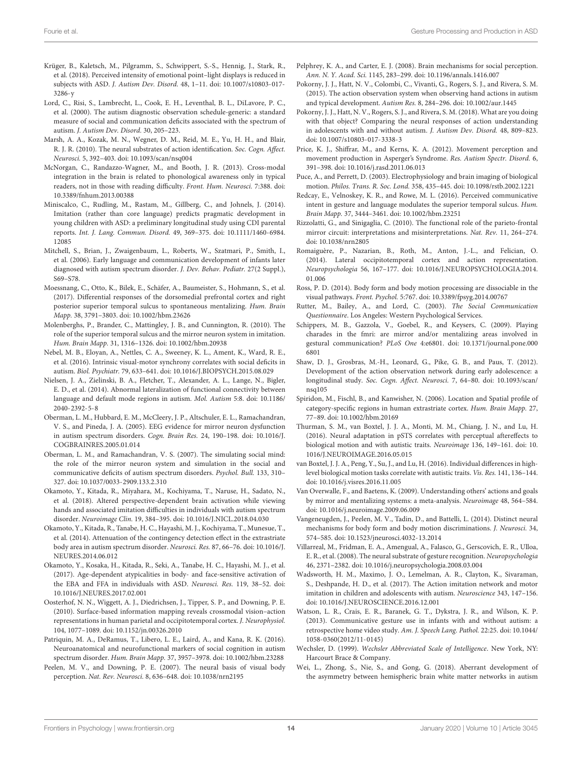Krüger, B., Kaletsch, M., Pilgramm, S., Schwippert, S.-S., Hennig, J., Stark, R., et al. (2018). Perceived intensity of emotional point–light displays is reduced in subjects with ASD. *J. Autism Dev. Disord.* 48, 1–11. doi: 10.1007/s10803-017-3286-y

Lord, C., Risi, S., Lambrecht, L., Cook, E. H., Leventhal, B. L., DiLavore, P. C., et al. (2000). The autism diagnostic observation schedule-generic: a standard measure of social and communication deficits associated with the spectrum of autism. *J. Autism Dev. Disord.* 30, 205–223.

Marsh, A. A., Kozak, M. N., Wegner, D. M., Reid, M. E., Yu, H. H., and Blair, R. J. R. (2010). The neural substrates of action identification. *Soc. Cogn. Affect. Neurosci.* 5, 392–403. doi: 10.1093/scan/nsq004

McNorgan, C., Randazzo-Wagner, M., and Booth, J. R. (2013). Cross-modal integration in the brain is related to phonological awareness only in typical readers, not in those with reading difficulty. *Front. Hum. Neurosci.* 7:388. doi: 10.3389/fnhum.2013.00388

Miniscalco, C., Rudling, M., Rastam, M., Gillberg, C., and Johnels, J. (2014). Imitation (rather than core language) predicts pragmatic development in young children with ASD: a preliminary longitudinal study using CDI parental reports. *Int. J. Lang. Commun. Disord.* 49, 369–375. doi: 10.1111/1460-6984.12085

Mitchell, S., Brian, J., Zwaigenbaum, L., Roberts, W., Szatmari, P., Smith, I., et al. (2006). Early language and communication development of infants later diagnosed with autism spectrum disorder. *J. Dev. Behav. Pediatr.* 27(2 Suppl.), S69–S78.

Moessnang, C., Otto, K., Bilek, E., Schäfer, A., Baumeister, S., Hohmann, S., et al. (2017). Differential responses of the dorsomedial prefrontal cortex and right posterior superior temporal sulcus to spontaneous mentalizing. *Hum. Brain Mapp.* 38, 3791–3803. doi: 10.1002/hbm.23626

Molenberghs, P., Brander, C., Mattingley, J. B., and Cunnington, R. (2010). The role of the superior temporal sulcus and the mirror neuron system in imitation. *Hum. Brain Mapp.* 31, 1316–1326. doi: 10.1002/hbm.20938

Nebel, M. B., Eloyan, A., Nettles, C. A., Sweeney, K. L., Ament, K., Ward, R. E., et al. (2016). Intrinsic visual-motor synchrony correlates with social deficits in autism. *Biol. Psychiatr.* 79, 633–641. doi: 10.1016/J.BIOPSYCH.2015.08.029

Nielsen, J. A., Zielinski, B. A., Fletcher, T., Alexander, A. L., Lange, N., Bigler, E. D., et al. (2014). Abnormal lateralization of functional connectivity between language and default mode regions in autism. *Mol. Autism* 5:8. doi: 10.1186/2040-2392-5-8

Oberman, L. M., Hubbard, E. M., McCleery, J. P., Altschuler, E. L., Ramachandran, V. S., and Pineda, J. A. (2005). EEG evidence for mirror neuron dysfunction in autism spectrum disorders. *Cogn. Brain Res.* 24, 190–198. doi: 10.1016/J.COGBRAINRES.2005.01.014

Oberman, L. M., and Ramachandran, V. S. (2007). The simulating social mind: the role of the mirror neuron system and simulation in the social and communicative deficits of autism spectrum disorders. *Psychol. Bull.* 133, 310–327. doi: 10.1037/0033-2909.133.2.310

Okamoto, Y., Kitada, R., Miyahara, M., Kochiyama, T., Naruse, H., Sadato, N., et al. (2018). Altered perspective-dependent brain activation while viewing hands and associated imitation difficulties in individuals with autism spectrum disorder. *Neuroimage Clin.* 19, 384–395. doi: 10.1016/J.NICL.2018.04.030

Okamoto, Y., Kitada, R., Tanabe, H. C., Hayashi, M. J., Kochiyama, T., Munesue, T., et al. (2014). Attenuation of the contingency detection effect in the extrastriate body area in autism spectrum disorder. *Neurosci. Res.* 87, 66–76. doi: 10.1016/J.NEURES.2014.06.012

Okamoto, Y., Kosaka, H., Kitada, R., Seki, A., Tanabe, H. C., Hayashi, M. J., et al. (2017). Age-dependent atypicalities in body- and face-sensitive activation of the EBA and FFA in individuals with ASD. *Neurosci. Res.* 119, 38–52. doi: 10.1016/J.NEURES.2017.02.001

Oosterhof, N. N., Wiggett, A. J., Diedrichsen, J., Tipper, S. P., and Downing, P. E. (2010). Surface-based information mapping reveals crossmodal vision–action representations in human parietal and occipitotemporal cortex. *J. Neurophysiol.* 104, 1077–1089. doi: 10.1152/jn.00326.2010

Patriquin, M. A., DeRamus, T., Libero, L. E., Laird, A., and Kana, R. K. (2016). Neuroanatomical and neurofunctional markers of social cognition in autism spectrum disorder. *Hum. Brain Mapp.* 37, 3957–3978. doi: 10.1002/hbm.23288

Peelen, M. V., and Downing, P. E. (2007). The neural basis of visual body perception. *Nat. Rev. Neurosci.* 8, 636–648. doi: 10.1038/nrn2195

Pelphrey, K. A., and Carter, E. J. (2008). Brain mechanisms for social perception. *Ann. N. Y. Acad. Sci.* 1145, 283–299. doi: 10.1196/annals.1416.007

Pokorny, J. J., Hatt, N. V., Colombi, C., Vivanti, G., Rogers, S. J., and Rivera, S. M. (2015). The action observation system when observing hand actions in autism and typical development. *Autism Res.* 8, 284–296. doi: 10.1002/aur.1445

Pokorny, J. J., Hatt, N. V., Rogers, S. J., and Rivera, S. M. (2018). What are you doing with that object? Comparing the neural responses of action understanding in adolescents with and without autism. *J. Autism Dev. Disord.* 48, 809–823. doi: 10.1007/s10803-017-3338-3

Price, K. J., Shiffrar, M., and Kerns, K. A. (2012). Movement perception and movement production in Asperger's Syndrome. *Res. Autism Spectr. Disord.* 6, 391–398. doi: 10.1016/j.rasd.2011.06.013

Puce, A., and Perrett, D. (2003). Electrophysiology and brain imaging of biological motion. *Philos. Trans. R. Soc. Lond.* 358, 435–445. doi: 10.1098/rstb.2002.1221

Redcay, E., Velnoskey, K. R., and Rowe, M. L. (2016). Perceived communicative intent in gesture and language modulates the superior temporal sulcus. *Hum. Brain Mapp.* 37, 3444–3461. doi: 10.1002/hbm.23251

Rizzolatti, G., and Sinigaglia, C. (2010). The functional role of the parieto-frontal mirror circuit: interpretations and misinterpretations. *Nat. Rev.* 11, 264–274. doi: 10.1038/nrn2805

Romaiguère, P., Nazarian, B., Roth, M., Anton, J.-L., and Felician, O. (2014). Lateral occipitotemporal cortex and action representation. *Neuropsychologia* 56, 167–177. doi: 10.1016/J.NEUROPSYCHOLOGIA.2014.01.006

Ross, P. D. (2014). Body form and body motion processing are dissociable in the visual pathways. *Front. Psychol.* 5:767. doi: 10.3389/fpsyg.2014.00767

Rutter, M., Bailey, A., and Lord, C. (2003). *The Social Communication Questionnaire*. Los Angeles: Western Psychological Services.

Schippers, M. B., Gazzola, V., Goebel, R., and Keysers, C. (2009). Playing charades in the fmri: are mirror and/or mentalizing areas involved in gestural communication? *PLoS One* 4:e6801. doi: 10.1371/journal.pone.0006801

Shaw, D. J., Grosbras, M.-H., Leonard, G., Pike, G. B., and Paus, T. (2012). Development of the action observation network during early adolescence: a longitudinal study. *Soc. Cogn. Affect. Neurosci.* 7, 64–80. doi: 10.1093/scan/nsq105

Spiridon, M., Fischl, B., and Kanwisher, N. (2006). Location and Spatial profile of category-specific regions in human extrastriate cortex. *Hum. Brain Mapp.* 27, 77–89. doi: 10.1002/hbm.20169

Thurman, S. M., van Boxtel, J. J. A., Monti, M. M., Chiang, J. N., and Lu, H. (2016). Neural adaptation in pSTS correlates with perceptual aftereffects to biological motion and with autistic traits. *Neuroimage* 136, 149–161. doi: 10.1016/J.NEUROIMAGE.2016.05.015

van Boxtel, J. J. A., Peng, Y., Su, J., and Lu, H. (2016). Individual differences in high-level biological motion tasks correlate with autistic traits. *Vis. Res.* 141, 136–144. doi: 10.1016/j.visres.2016.11.005

Van Overwalle, F., and Baetens, K. (2009). Understanding others' actions and goals by mirror and mentalizing systems: a meta-analysis. *Neuroimage* 48, 564–584. doi: 10.1016/j.neuroimage.2009.06.009

Vangeneugden, J., Peelen, M. V., Tadin, D., and Battelli, L. (2014). Distinct neural mechanisms for body form and body motion discriminations. *J. Neurosci.* 34, 574–585. doi: 10.1523/jneurosci.4032-13.2014

Villarreal, M., Fridman, E. A., Amengual, A., Falasco, G., Gerscovich, E. R., Ulloa, E. R., et al. (2008). The neural substrate of gesture recognition. *Neuropsychologia* 46, 2371–2382. doi: 10.1016/j.neuropsychologia.2008.03.004

Wadsworth, H. M., Maximo, J. O., Lemelman, A. R., Clayton, K., Sivaraman, S., Deshpande, H. D., et al. (2017). The Action imitation network and motor imitation in children and adolescents with autism. *Neuroscience* 343, 147–156. doi: 10.1016/J.NEUROSCIENCE.2016.12.001

Watson, L. R., Crais, E. R., Baranek, G. T., Dykstra, J. R., and Wilson, K. P. (2013). Communicative gesture use in infants with and without autism: a retrospective home video study. *Am. J. Speech Lang. Pathol.* 22:25. doi: 10.1044/1058-0360(2012/11-0145)

Wechsler, D. (1999). *Wechsler Abbreviated Scale of Intelligence*. New York, NY: Harcourt Brace & Company.

Wei, L., Zhong, S., Nie, S., and Gong, G. (2018). Aberrant development of the asymmetry between hemispheric brain white matter networks in autism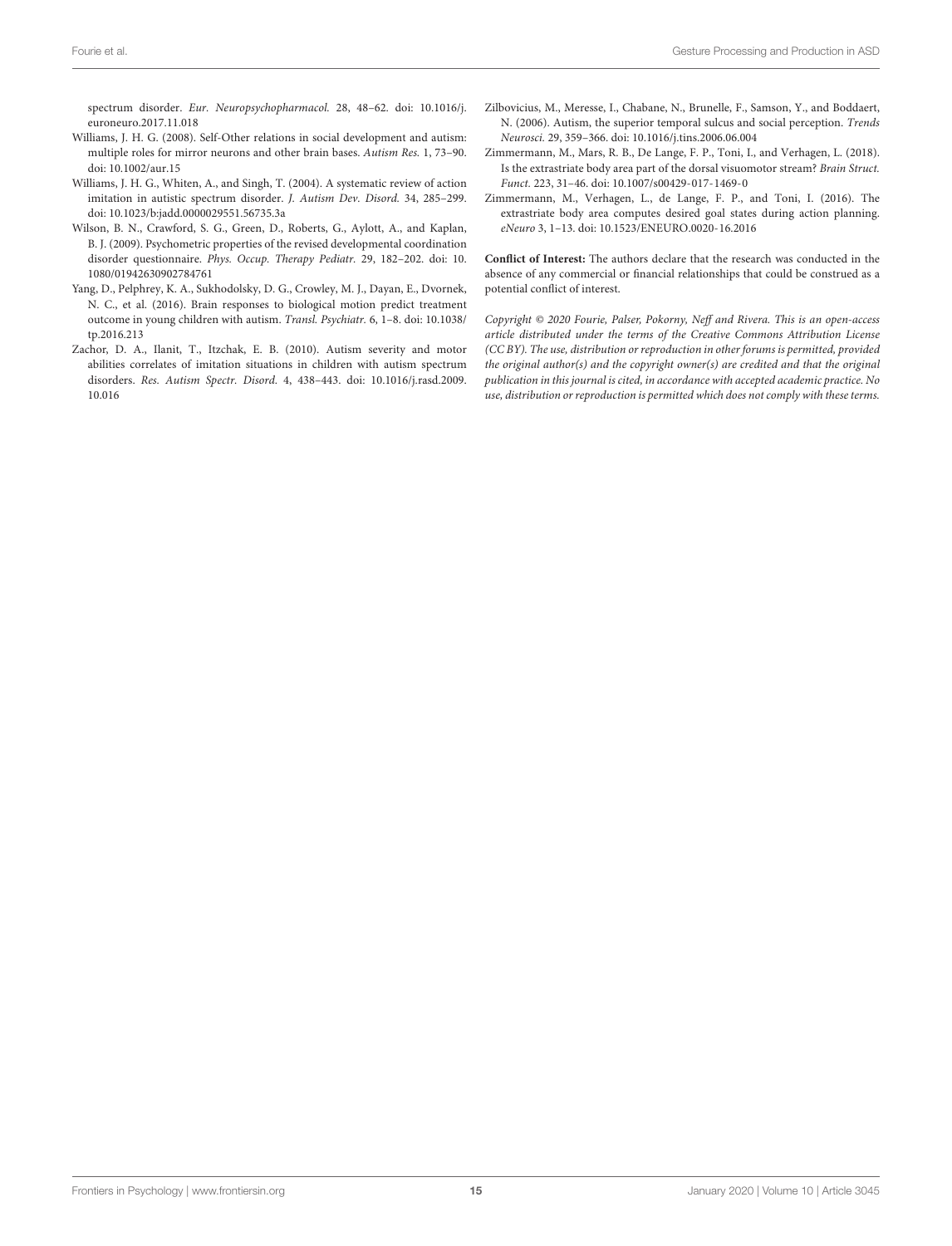spectrum disorder. *Eur. Neuropsychopharmacol.* 28, 48–62. doi: 10.1016/j.euroneuro.2017.11.018

Williams, J. H. G. (2008). Self-Other relations in social development and autism: multiple roles for mirror neurons and other brain bases. *Autism Res.* 1, 73–90. doi: 10.1002/aur.15

Williams, J. H. G., Whiten, A., and Singh, T. (2004). A systematic review of action imitation in autistic spectrum disorder. *J. Autism Dev. Disord.* 34, 285–299. doi: 10.1023/b:jadd.0000029551.56735.3a

Wilson, B. N., Crawford, S. G., Green, D., Roberts, G., Aylott, A., and Kaplan, B. J. (2009). Psychometric properties of the revised developmental coordination disorder questionnaire. *Phys. Occup. Therapy Pediatr.* 29, 182–202. doi: 10.1080/01942630902784761

Yang, D., Pelphrey, K. A., Sukhodolsky, D. G., Crowley, M. J., Dayan, E., Dvornek, N. C., et al. (2016). Brain responses to biological motion predict treatment outcome in young children with autism. *Transl. Psychiatr.* 6, 1–8. doi: 10.1038/tp.2016.213

Zachor, D. A., Ilanit, T., Itzchak, E. B. (2010). Autism severity and motor abilities correlates of imitation situations in children with autism spectrum disorders. *Res. Autism Spectr. Disord.* 4, 438–443. doi: 10.1016/j.rasd.2009.10.016

Zilbovicius, M., Meresse, I., Chabane, N., Brunelle, F., Samson, Y., and Boddaert, N. (2006). Autism, the superior temporal sulcus and social perception. *Trends Neurosci.* 29, 359–366. doi: 10.1016/j.tins.2006.06.004

Zimmermann, M., Mars, R. B., De Lange, F. P., Toni, I., and Verhagen, L. (2018). Is the extrastriate body area part of the dorsal visuomotor stream? *Brain Struct. Funct.* 223, 31–46. doi: 10.1007/s00429-017-1469-0

Zimmermann, M., Verhagen, L., de Lange, F. P., and Toni, I. (2016). The extrastriate body area computes desired goal states during action planning. *eNeuro* 3, 1–13. doi: 10.1523/ENEURO.0020-16.2016

**Conflict of Interest:** The authors declare that the research was conducted in the absence of any commercial or financial relationships that could be construed as a potential conflict of interest.

*Copyright © 2020 Fourie, Palser, Pokorny, Neff and Rivera. This is an open-access article distributed under the terms of the Creative Commons Attribution License (CC BY). The use, distribution or reproduction in other forums is permitted, provided the original author(s) and the copyright owner(s) are credited and that the original publication in this journal is cited, in accordance with accepted academic practice. No use, distribution or reproduction is permitted which does not comply with these terms.*